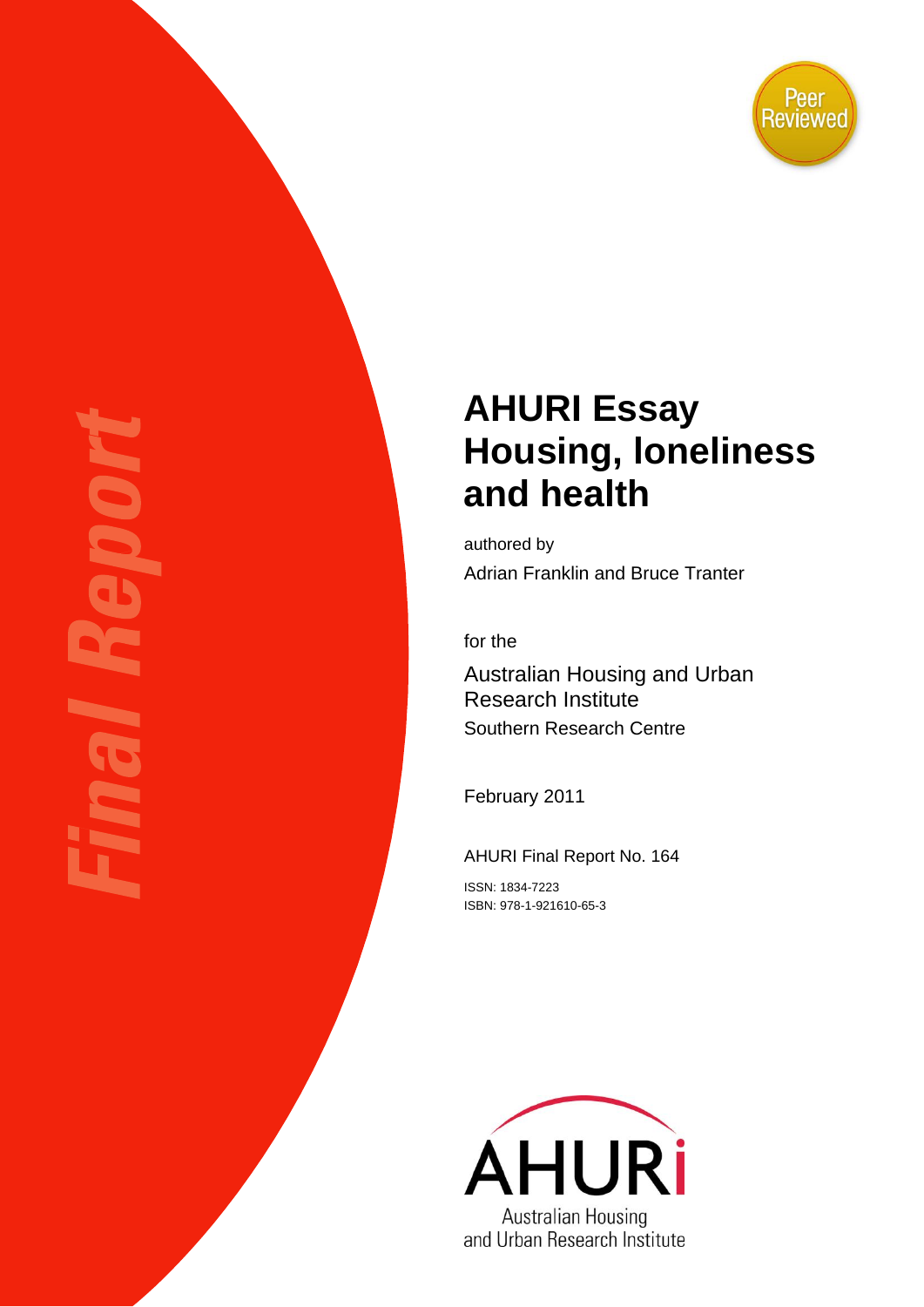Final Report

Peer Reviewed

# AHURI Essay Housing, loneliness and health

authored by

Adrian Franklin and Bruce Tranter

for the

Australian Housing and Urban Research Institute

Southern Research Centre

February 2011

AHURI Final Report No. 164

ISSN: 1834-7223

ISBN: 978-1-921610-65-3

AHURI

Australian Housing and Urban Research Institute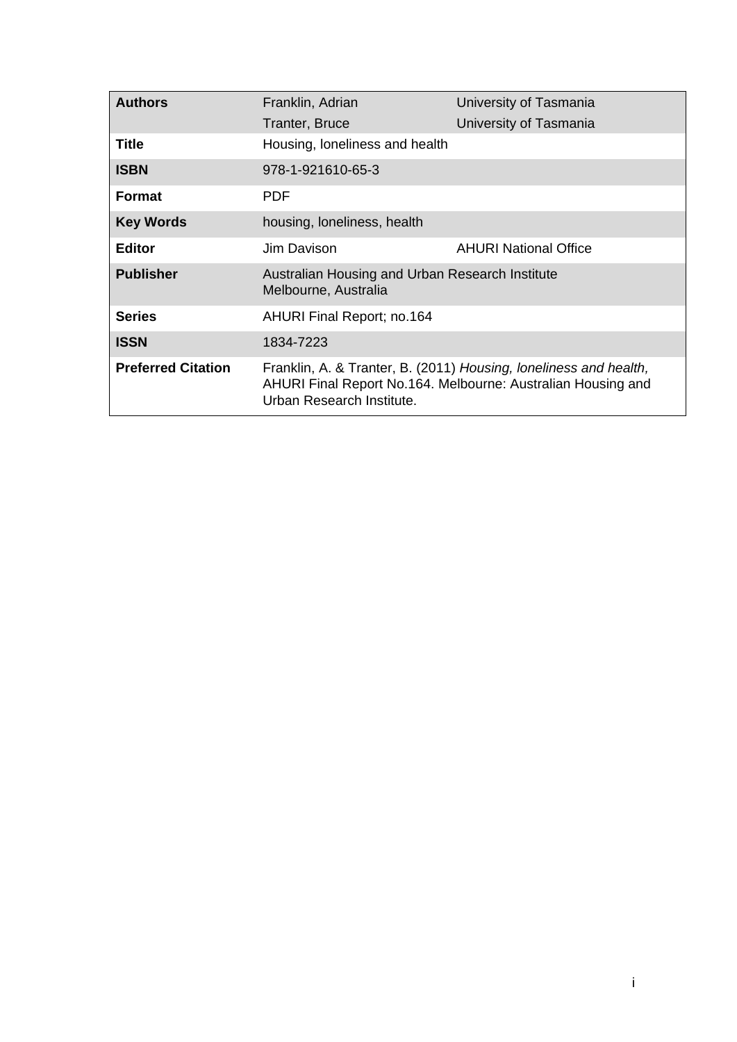| | | |
|---|---|---|
| **Authors** | Franklin, Adrian | University of Tasmania |
| | Tranter, Bruce | University of Tasmania |
| **Title** | Housing, loneliness and health | |
| **ISBN** | 978-1-921610-65-3 | |
| **Format** | PDF | |
| **Key Words** | housing, loneliness, health | |
| **Editor** | Jim Davison | AHURI National Office |
| **Publisher** | Australian Housing and Urban Research Institute Melbourne, Australia | |
| **Series** | AHURI Final Report; no.164 | |
| **ISSN** | 1834-7223 | |
| **Preferred Citation** | Franklin, A. & Tranter, B. (2011) *Housing, loneliness and health,* AHURI Final Report No.164. Melbourne: Australian Housing and Urban Research Institute. | |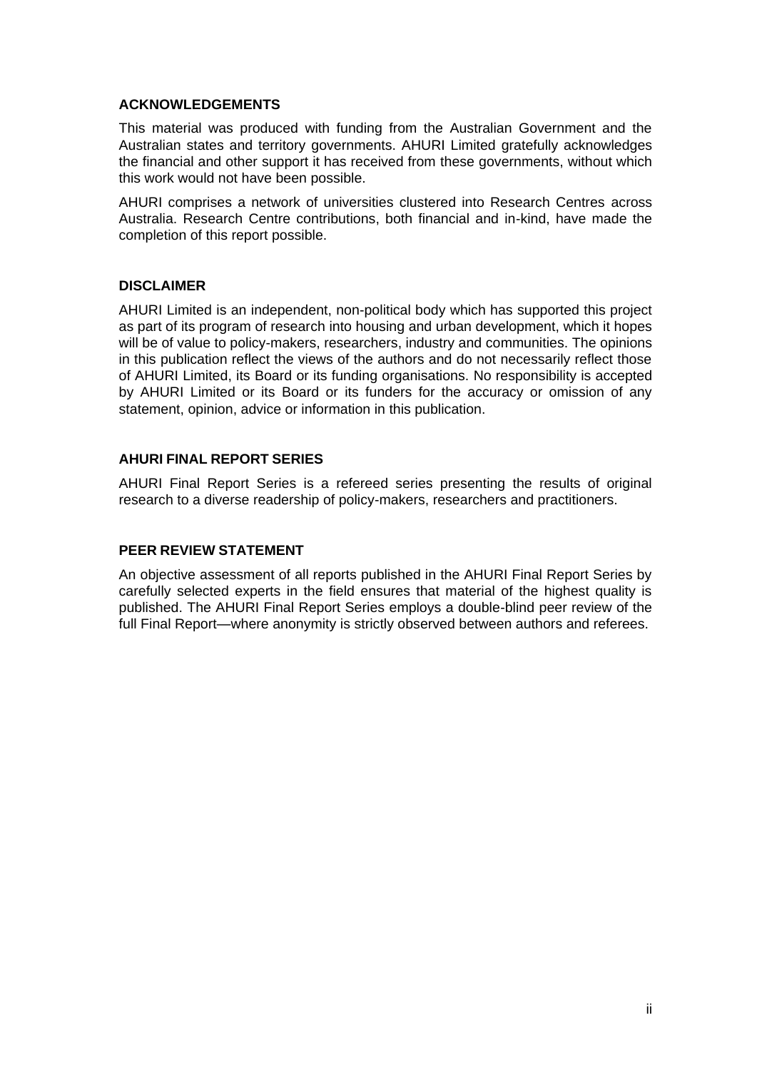## ACKNOWLEDGEMENTS

This material was produced with funding from the Australian Government and the Australian states and territory governments. AHURI Limited gratefully acknowledges the financial and other support it has received from these governments, without which this work would not have been possible.

AHURI comprises a network of universities clustered into Research Centres across Australia. Research Centre contributions, both financial and in-kind, have made the completion of this report possible.

## DISCLAIMER

AHURI Limited is an independent, non-political body which has supported this project as part of its program of research into housing and urban development, which it hopes will be of value to policy-makers, researchers, industry and communities. The opinions in this publication reflect the views of the authors and do not necessarily reflect those of AHURI Limited, its Board or its funding organisations. No responsibility is accepted by AHURI Limited or its Board or its funders for the accuracy or omission of any statement, opinion, advice or information in this publication.

## AHURI FINAL REPORT SERIES

AHURI Final Report Series is a refereed series presenting the results of original research to a diverse readership of policy-makers, researchers and practitioners.

## PEER REVIEW STATEMENT

An objective assessment of all reports published in the AHURI Final Report Series by carefully selected experts in the field ensures that material of the highest quality is published. The AHURI Final Report Series employs a double-blind peer review of the full Final Report—where anonymity is strictly observed between authors and referees.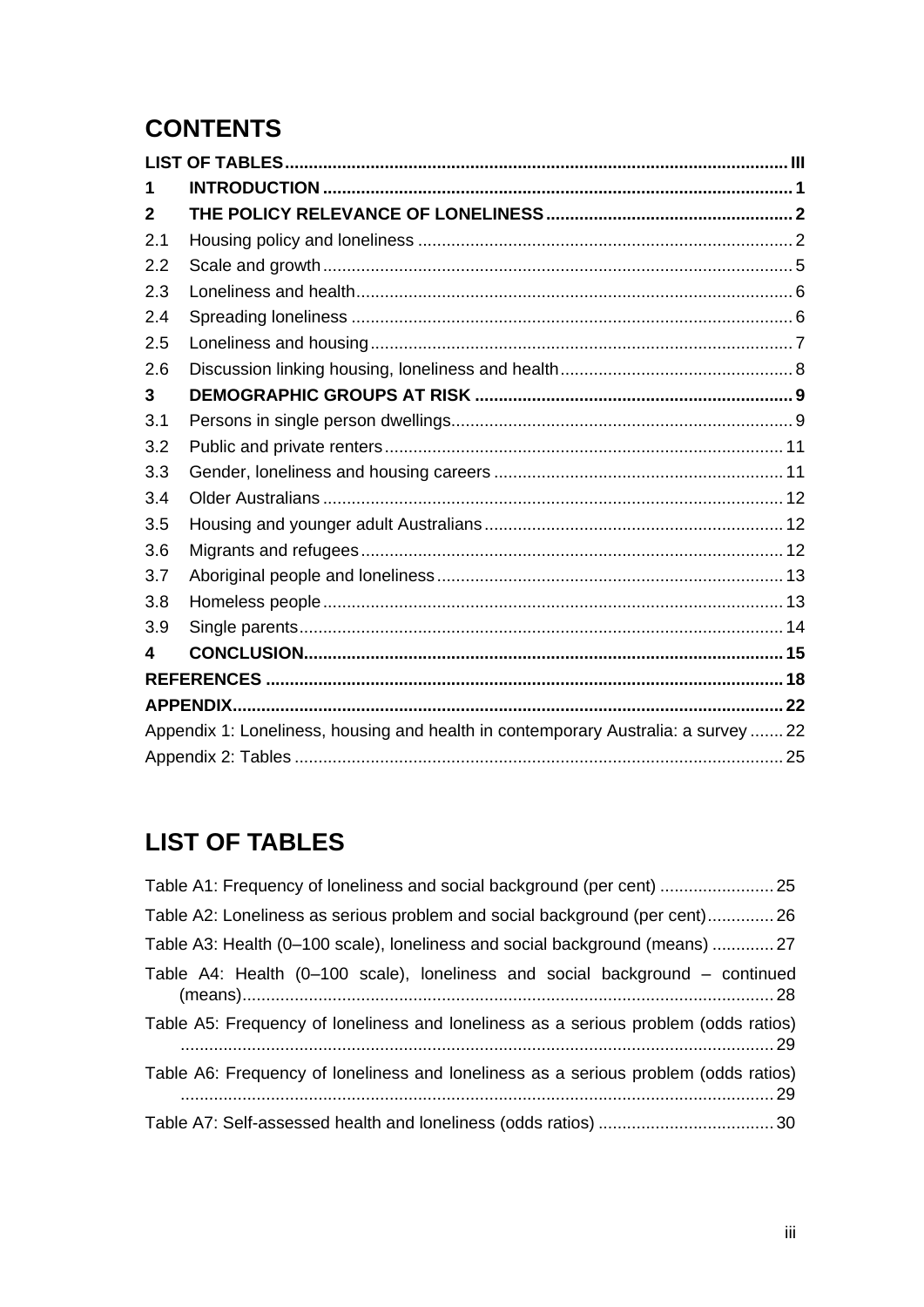# CONTENTS

| | | |
|---|---|---|
| **LIST OF TABLES** | | **III** |
| **1** | **INTRODUCTION** | **1** |
| **2** | **THE POLICY RELEVANCE OF LONELINESS** | **2** |
| 2.1 | Housing policy and loneliness | 2 |
| 2.2 | Scale and growth | 5 |
| 2.3 | Loneliness and health | 6 |
| 2.4 | Spreading loneliness | 6 |
| 2.5 | Loneliness and housing | 7 |
| 2.6 | Discussion linking housing, loneliness and health | 8 |
| **3** | **DEMOGRAPHIC GROUPS AT RISK** | **9** |
| 3.1 | Persons in single person dwellings | 9 |
| 3.2 | Public and private renters | 11 |
| 3.3 | Gender, loneliness and housing careers | 11 |
| 3.4 | Older Australians | 12 |
| 3.5 | Housing and younger adult Australians | 12 |
| 3.6 | Migrants and refugees | 12 |
| 3.7 | Aboriginal people and loneliness | 13 |
| 3.8 | Homeless people | 13 |
| 3.9 | Single parents | 14 |
| **4** | **CONCLUSION** | **15** |
| **REFERENCES** | | **18** |
| **APPENDIX** | | **22** |
| Appendix 1: Loneliness, housing and health in contemporary Australia: a survey | | 22 |
| Appendix 2: Tables | | 25 |

# LIST OF TABLES

| | |
|---|---|
| Table A1: Frequency of loneliness and social background (per cent) | 25 |
| Table A2: Loneliness as serious problem and social background (per cent) | 26 |
| Table A3: Health (0–100 scale), loneliness and social background (means) | 27 |
| Table A4: Health (0–100 scale), loneliness and social background – continued (means) | 28 |
| Table A5: Frequency of loneliness and loneliness as a serious problem (odds ratios) | 29 |
| Table A6: Frequency of loneliness and loneliness as a serious problem (odds ratios) | 29 |
| Table A7: Self-assessed health and loneliness (odds ratios) | 30 |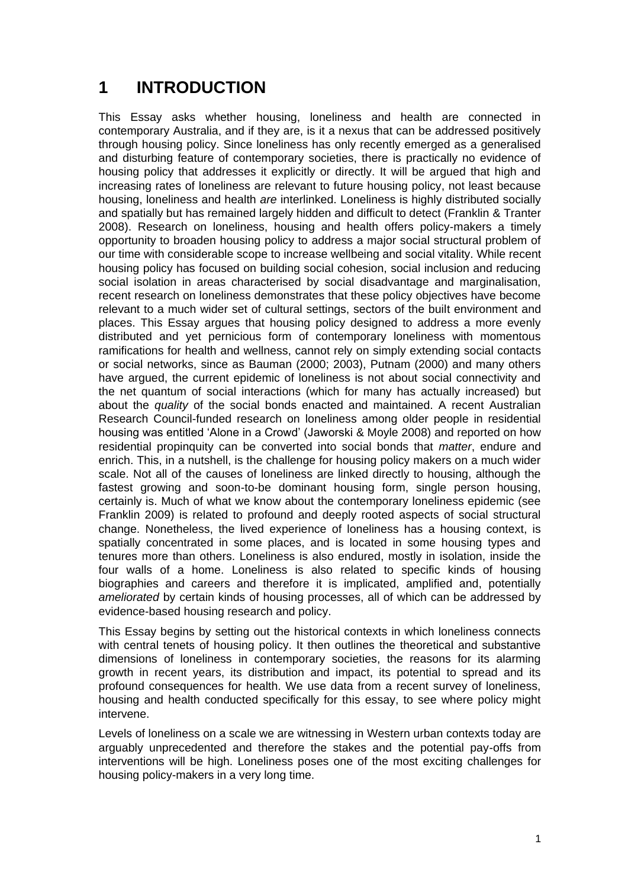# 1 INTRODUCTION

This Essay asks whether housing, loneliness and health are connected in contemporary Australia, and if they are, is it a nexus that can be addressed positively through housing policy. Since loneliness has only recently emerged as a generalised and disturbing feature of contemporary societies, there is practically no evidence of housing policy that addresses it explicitly or directly. It will be argued that high and increasing rates of loneliness are relevant to future housing policy, not least because housing, loneliness and health *are* interlinked. Loneliness is highly distributed socially and spatially but has remained largely hidden and difficult to detect (Franklin & Tranter 2008). Research on loneliness, housing and health offers policy-makers a timely opportunity to broaden housing policy to address a major social structural problem of our time with considerable scope to increase wellbeing and social vitality. While recent housing policy has focused on building social cohesion, social inclusion and reducing social isolation in areas characterised by social disadvantage and marginalisation, recent research on loneliness demonstrates that these policy objectives have become relevant to a much wider set of cultural settings, sectors of the built environment and places. This Essay argues that housing policy designed to address a more evenly distributed and yet pernicious form of contemporary loneliness with momentous ramifications for health and wellness, cannot rely on simply extending social contacts or social networks, since as Bauman (2000; 2003), Putnam (2000) and many others have argued, the current epidemic of loneliness is not about social connectivity and the net quantum of social interactions (which for many has actually increased) but about the *quality* of the social bonds enacted and maintained. A recent Australian Research Council-funded research on loneliness among older people in residential housing was entitled 'Alone in a Crowd' (Jaworski & Moyle 2008) and reported on how residential propinquity can be converted into social bonds that *matter*, endure and enrich. This, in a nutshell, is the challenge for housing policy makers on a much wider scale. Not all of the causes of loneliness are linked directly to housing, although the fastest growing and soon-to-be dominant housing form, single person housing, certainly is. Much of what we know about the contemporary loneliness epidemic (see Franklin 2009) is related to profound and deeply rooted aspects of social structural change. Nonetheless, the lived experience of loneliness has a housing context, is spatially concentrated in some places, and is located in some housing types and tenures more than others. Loneliness is also endured, mostly in isolation, inside the four walls of a home. Loneliness is also related to specific kinds of housing biographies and careers and therefore it is implicated, amplified and, potentially *ameliorated* by certain kinds of housing processes, all of which can be addressed by evidence-based housing research and policy.

This Essay begins by setting out the historical contexts in which loneliness connects with central tenets of housing policy. It then outlines the theoretical and substantive dimensions of loneliness in contemporary societies, the reasons for its alarming growth in recent years, its distribution and impact, its potential to spread and its profound consequences for health. We use data from a recent survey of loneliness, housing and health conducted specifically for this essay, to see where policy might intervene.

Levels of loneliness on a scale we are witnessing in Western urban contexts today are arguably unprecedented and therefore the stakes and the potential pay-offs from interventions will be high. Loneliness poses one of the most exciting challenges for housing policy-makers in a very long time.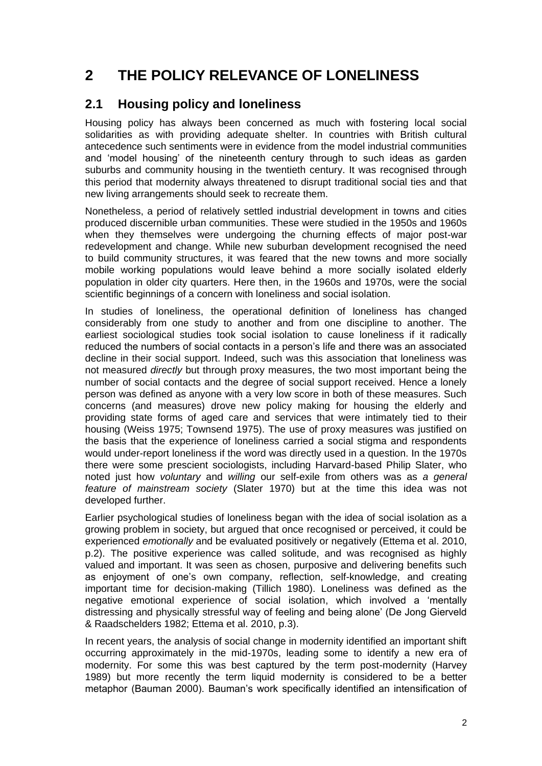# 2 THE POLICY RELEVANCE OF LONELINESS

## 2.1 Housing policy and loneliness

Housing policy has always been concerned as much with fostering local social solidarities as with providing adequate shelter. In countries with British cultural antecedence such sentiments were in evidence from the model industrial communities and 'model housing' of the nineteenth century through to such ideas as garden suburbs and community housing in the twentieth century. It was recognised through this period that modernity always threatened to disrupt traditional social ties and that new living arrangements should seek to recreate them.

Nonetheless, a period of relatively settled industrial development in towns and cities produced discernible urban communities. These were studied in the 1950s and 1960s when they themselves were undergoing the churning effects of major post-war redevelopment and change. While new suburban development recognised the need to build community structures, it was feared that the new towns and more socially mobile working populations would leave behind a more socially isolated elderly population in older city quarters. Here then, in the 1960s and 1970s, were the social scientific beginnings of a concern with loneliness and social isolation.

In studies of loneliness, the operational definition of loneliness has changed considerably from one study to another and from one discipline to another. The earliest sociological studies took social isolation to cause loneliness if it radically reduced the numbers of social contacts in a person's life and there was an associated decline in their social support. Indeed, such was this association that loneliness was not measured *directly* but through proxy measures, the two most important being the number of social contacts and the degree of social support received. Hence a lonely person was defined as anyone with a very low score in both of these measures. Such concerns (and measures) drove new policy making for housing the elderly and providing state forms of aged care and services that were intimately tied to their housing (Weiss 1975; Townsend 1975). The use of proxy measures was justified on the basis that the experience of loneliness carried a social stigma and respondents would under-report loneliness if the word was directly used in a question. In the 1970s there were some prescient sociologists, including Harvard-based Philip Slater, who noted just how *voluntary* and *willing* our self-exile from others was as *a general feature of mainstream society* (Slater 1970) but at the time this idea was not developed further.

Earlier psychological studies of loneliness began with the idea of social isolation as a growing problem in society, but argued that once recognised or perceived, it could be experienced *emotionally* and be evaluated positively or negatively (Ettema et al. 2010, p.2). The positive experience was called solitude, and was recognised as highly valued and important. It was seen as chosen, purposive and delivering benefits such as enjoyment of one's own company, reflection, self-knowledge, and creating important time for decision-making (Tillich 1980). Loneliness was defined as the negative emotional experience of social isolation, which involved a 'mentally distressing and physically stressful way of feeling and being alone' (De Jong Gierveld & Raadschelders 1982; Ettema et al. 2010, p.3).

In recent years, the analysis of social change in modernity identified an important shift occurring approximately in the mid-1970s, leading some to identify a new era of modernity. For some this was best captured by the term post-modernity (Harvey 1989) but more recently the term liquid modernity is considered to be a better metaphor (Bauman 2000). Bauman's work specifically identified an intensification of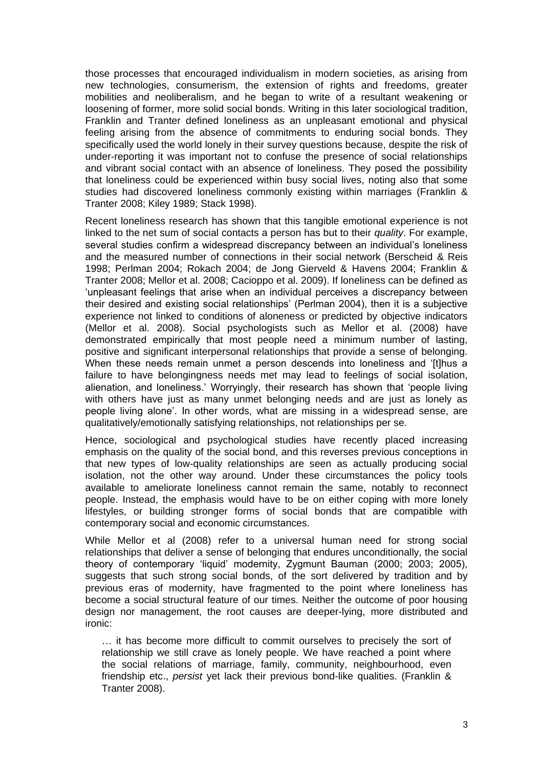those processes that encouraged individualism in modern societies, as arising from new technologies, consumerism, the extension of rights and freedoms, greater mobilities and neoliberalism, and he began to write of a resultant weakening or loosening of former, more solid social bonds. Writing in this later sociological tradition, Franklin and Tranter defined loneliness as an unpleasant emotional and physical feeling arising from the absence of commitments to enduring social bonds. They specifically used the world lonely in their survey questions because, despite the risk of under-reporting it was important not to confuse the presence of social relationships and vibrant social contact with an absence of loneliness. They posed the possibility that loneliness could be experienced within busy social lives, noting also that some studies had discovered loneliness commonly existing within marriages (Franklin & Tranter 2008; Kiley 1989; Stack 1998).

Recent loneliness research has shown that this tangible emotional experience is not linked to the net sum of social contacts a person has but to their *quality*. For example, several studies confirm a widespread discrepancy between an individual's loneliness and the measured number of connections in their social network (Berscheid & Reis 1998; Perlman 2004; Rokach 2004; de Jong Gierveld & Havens 2004; Franklin & Tranter 2008; Mellor et al. 2008; Cacioppo et al. 2009). If loneliness can be defined as 'unpleasant feelings that arise when an individual perceives a discrepancy between their desired and existing social relationships' (Perlman 2004), then it is a subjective experience not linked to conditions of aloneness or predicted by objective indicators (Mellor et al. 2008). Social psychologists such as Mellor et al. (2008) have demonstrated empirically that most people need a minimum number of lasting, positive and significant interpersonal relationships that provide a sense of belonging. When these needs remain unmet a person descends into loneliness and '[t]hus a failure to have belongingness needs met may lead to feelings of social isolation, alienation, and loneliness.' Worryingly, their research has shown that 'people living with others have just as many unmet belonging needs and are just as lonely as people living alone'. In other words, what are missing in a widespread sense, are qualitatively/emotionally satisfying relationships, not relationships per se.

Hence, sociological and psychological studies have recently placed increasing emphasis on the quality of the social bond, and this reverses previous conceptions in that new types of low-quality relationships are seen as actually producing social isolation, not the other way around. Under these circumstances the policy tools available to ameliorate loneliness cannot remain the same, notably to reconnect people. Instead, the emphasis would have to be on either coping with more lonely lifestyles, or building stronger forms of social bonds that are compatible with contemporary social and economic circumstances.

While Mellor et al (2008) refer to a universal human need for strong social relationships that deliver a sense of belonging that endures unconditionally, the social theory of contemporary 'liquid' modernity, Zygmunt Bauman (2000; 2003; 2005), suggests that such strong social bonds, of the sort delivered by tradition and by previous eras of modernity, have fragmented to the point where loneliness has become a social structural feature of our times. Neither the outcome of poor housing design nor management, the root causes are deeper-lying, more distributed and ironic:

> … it has become more difficult to commit ourselves to precisely the sort of relationship we still crave as lonely people. We have reached a point where the social relations of marriage, family, community, neighbourhood, even friendship etc., *persist* yet lack their previous bond-like qualities. (Franklin & Tranter 2008).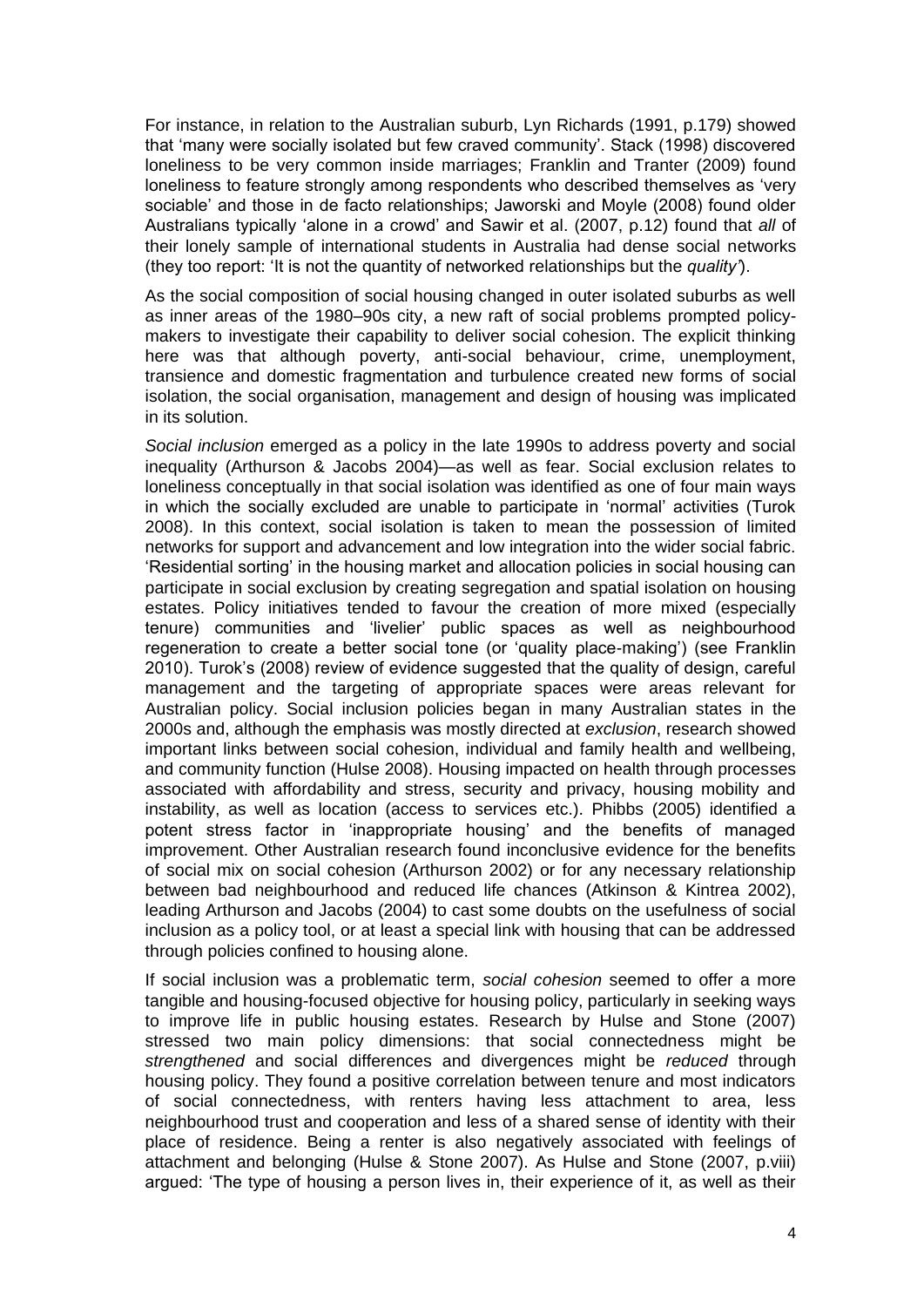For instance, in relation to the Australian suburb, Lyn Richards (1991, p.179) showed that 'many were socially isolated but few craved community'. Stack (1998) discovered loneliness to be very common inside marriages; Franklin and Tranter (2009) found loneliness to feature strongly among respondents who described themselves as 'very sociable' and those in de facto relationships; Jaworski and Moyle (2008) found older Australians typically 'alone in a crowd' and Sawir et al. (2007, p.12) found that *all* of their lonely sample of international students in Australia had dense social networks (they too report: 'It is not the quantity of networked relationships but the *quality*').

As the social composition of social housing changed in outer isolated suburbs as well as inner areas of the 1980–90s city, a new raft of social problems prompted policy-makers to investigate their capability to deliver social cohesion. The explicit thinking here was that although poverty, anti-social behaviour, crime, unemployment, transience and domestic fragmentation and turbulence created new forms of social isolation, the social organisation, management and design of housing was implicated in its solution.

*Social inclusion* emerged as a policy in the late 1990s to address poverty and social inequality (Arthurson & Jacobs 2004)—as well as fear. Social exclusion relates to loneliness conceptually in that social isolation was identified as one of four main ways in which the socially excluded are unable to participate in 'normal' activities (Turok 2008). In this context, social isolation is taken to mean the possession of limited networks for support and advancement and low integration into the wider social fabric. 'Residential sorting' in the housing market and allocation policies in social housing can participate in social exclusion by creating segregation and spatial isolation on housing estates. Policy initiatives tended to favour the creation of more mixed (especially tenure) communities and 'livelier' public spaces as well as neighbourhood regeneration to create a better social tone (or 'quality place-making') (see Franklin 2010). Turok's (2008) review of evidence suggested that the quality of design, careful management and the targeting of appropriate spaces were areas relevant for Australian policy. Social inclusion policies began in many Australian states in the 2000s and, although the emphasis was mostly directed at *exclusion*, research showed important links between social cohesion, individual and family health and wellbeing, and community function (Hulse 2008). Housing impacted on health through processes associated with affordability and stress, security and privacy, housing mobility and instability, as well as location (access to services etc.). Phibbs (2005) identified a potent stress factor in 'inappropriate housing' and the benefits of managed improvement. Other Australian research found inconclusive evidence for the benefits of social mix on social cohesion (Arthurson 2002) or for any necessary relationship between bad neighbourhood and reduced life chances (Atkinson & Kintrea 2002), leading Arthurson and Jacobs (2004) to cast some doubts on the usefulness of social inclusion as a policy tool, or at least a special link with housing that can be addressed through policies confined to housing alone.

If social inclusion was a problematic term, *social cohesion* seemed to offer a more tangible and housing-focused objective for housing policy, particularly in seeking ways to improve life in public housing estates. Research by Hulse and Stone (2007) stressed two main policy dimensions: that social connectedness might be *strengthened* and social differences and divergences might be *reduced* through housing policy. They found a positive correlation between tenure and most indicators of social connectedness, with renters having less attachment to area, less neighbourhood trust and cooperation and less of a shared sense of identity with their place of residence. Being a renter is also negatively associated with feelings of attachment and belonging (Hulse & Stone 2007). As Hulse and Stone (2007, p.viii) argued: 'The type of housing a person lives in, their experience of it, as well as their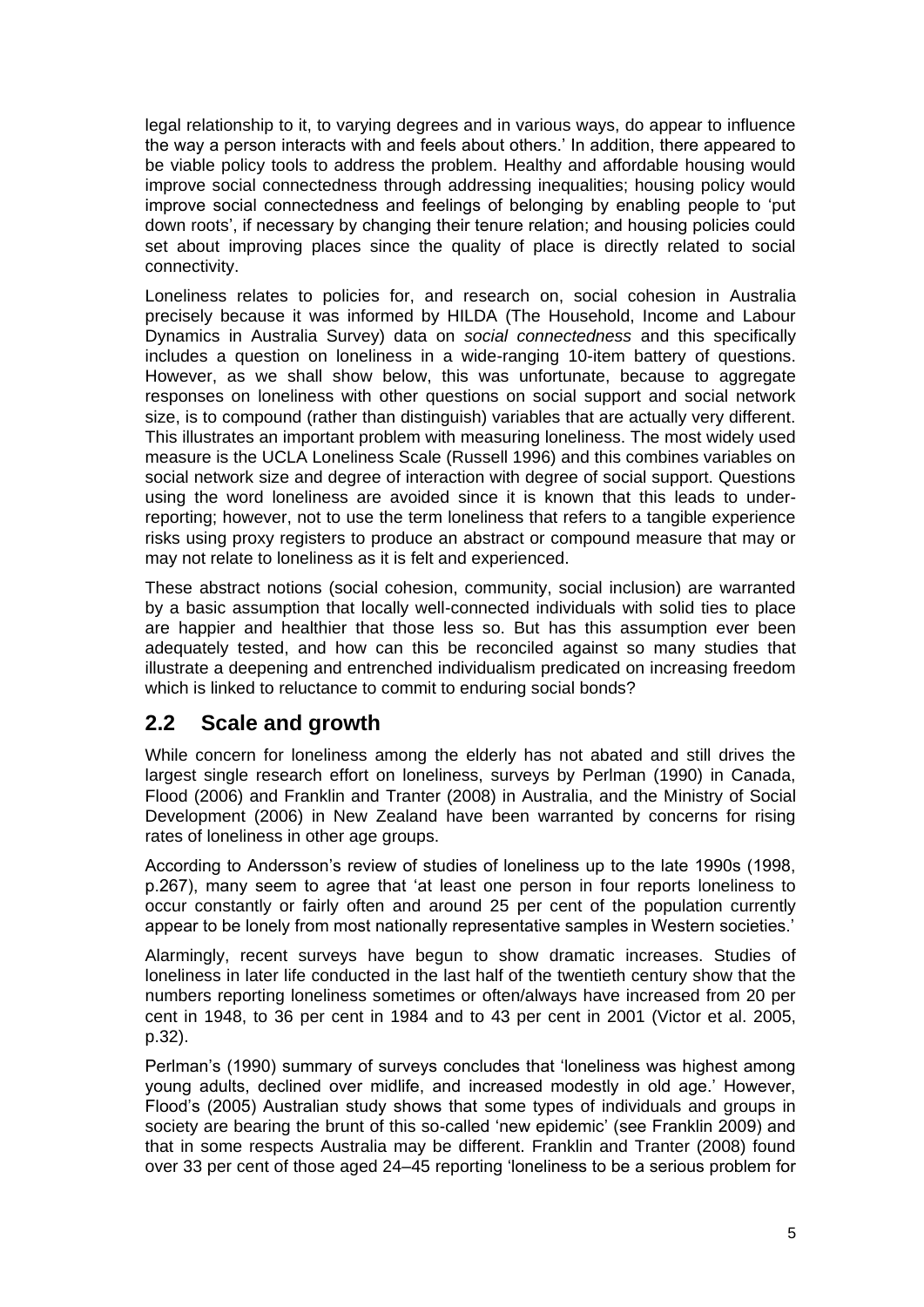legal relationship to it, to varying degrees and in various ways, do appear to influence the way a person interacts with and feels about others.' In addition, there appeared to be viable policy tools to address the problem. Healthy and affordable housing would improve social connectedness through addressing inequalities; housing policy would improve social connectedness and feelings of belonging by enabling people to 'put down roots', if necessary by changing their tenure relation; and housing policies could set about improving places since the quality of place is directly related to social connectivity.

Loneliness relates to policies for, and research on, social cohesion in Australia precisely because it was informed by HILDA (The Household, Income and Labour Dynamics in Australia Survey) data on *social connectedness* and this specifically includes a question on loneliness in a wide-ranging 10-item battery of questions. However, as we shall show below, this was unfortunate, because to aggregate responses on loneliness with other questions on social support and social network size, is to compound (rather than distinguish) variables that are actually very different. This illustrates an important problem with measuring loneliness. The most widely used measure is the UCLA Loneliness Scale (Russell 1996) and this combines variables on social network size and degree of interaction with degree of social support. Questions using the word loneliness are avoided since it is known that this leads to under-reporting; however, not to use the term loneliness that refers to a tangible experience risks using proxy registers to produce an abstract or compound measure that may or may not relate to loneliness as it is felt and experienced.

These abstract notions (social cohesion, community, social inclusion) are warranted by a basic assumption that locally well-connected individuals with solid ties to place are happier and healthier that those less so. But has this assumption ever been adequately tested, and how can this be reconciled against so many studies that illustrate a deepening and entrenched individualism predicated on increasing freedom which is linked to reluctance to commit to enduring social bonds?

## 2.2 Scale and growth

While concern for loneliness among the elderly has not abated and still drives the largest single research effort on loneliness, surveys by Perlman (1990) in Canada, Flood (2006) and Franklin and Tranter (2008) in Australia, and the Ministry of Social Development (2006) in New Zealand have been warranted by concerns for rising rates of loneliness in other age groups.

According to Andersson's review of studies of loneliness up to the late 1990s (1998, p.267), many seem to agree that 'at least one person in four reports loneliness to occur constantly or fairly often and around 25 per cent of the population currently appear to be lonely from most nationally representative samples in Western societies.'

Alarmingly, recent surveys have begun to show dramatic increases. Studies of loneliness in later life conducted in the last half of the twentieth century show that the numbers reporting loneliness sometimes or often/always have increased from 20 per cent in 1948, to 36 per cent in 1984 and to 43 per cent in 2001 (Victor et al. 2005, p.32).

Perlman's (1990) summary of surveys concludes that 'loneliness was highest among young adults, declined over midlife, and increased modestly in old age.' However, Flood's (2005) Australian study shows that some types of individuals and groups in society are bearing the brunt of this so-called 'new epidemic' (see Franklin 2009) and that in some respects Australia may be different. Franklin and Tranter (2008) found over 33 per cent of those aged 24–45 reporting 'loneliness to be a serious problem for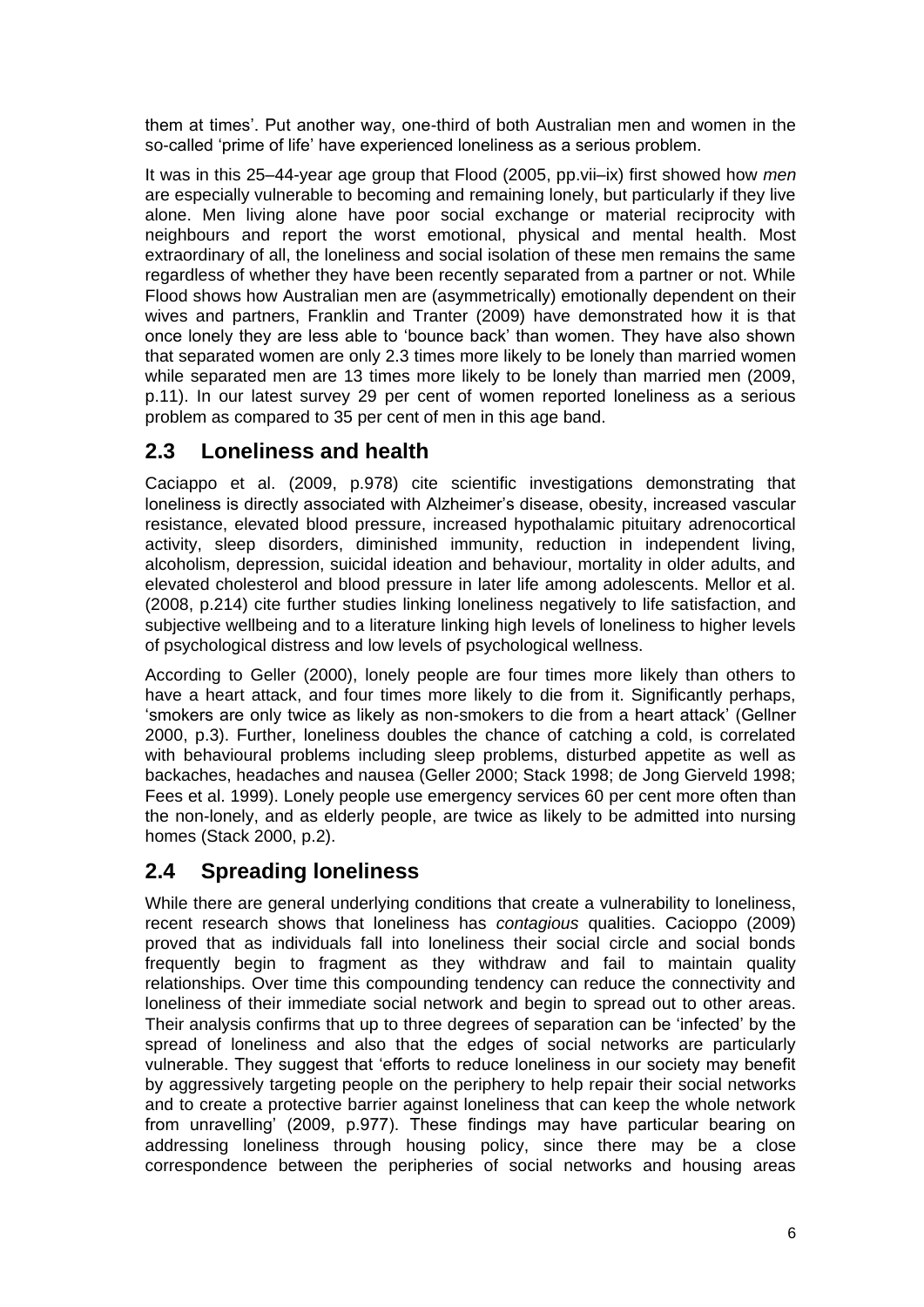them at times'. Put another way, one-third of both Australian men and women in the so-called 'prime of life' have experienced loneliness as a serious problem.

It was in this 25–44-year age group that Flood (2005, pp.vii–ix) first showed how *men* are especially vulnerable to becoming and remaining lonely, but particularly if they live alone. Men living alone have poor social exchange or material reciprocity with neighbours and report the worst emotional, physical and mental health. Most extraordinary of all, the loneliness and social isolation of these men remains the same regardless of whether they have been recently separated from a partner or not. While Flood shows how Australian men are (asymmetrically) emotionally dependent on their wives and partners, Franklin and Tranter (2009) have demonstrated how it is that once lonely they are less able to 'bounce back' than women. They have also shown that separated women are only 2.3 times more likely to be lonely than married women while separated men are 13 times more likely to be lonely than married men (2009, p.11). In our latest survey 29 per cent of women reported loneliness as a serious problem as compared to 35 per cent of men in this age band.

## 2.3 Loneliness and health

Caciappo et al. (2009, p.978) cite scientific investigations demonstrating that loneliness is directly associated with Alzheimer's disease, obesity, increased vascular resistance, elevated blood pressure, increased hypothalamic pituitary adrenocortical activity, sleep disorders, diminished immunity, reduction in independent living, alcoholism, depression, suicidal ideation and behaviour, mortality in older adults, and elevated cholesterol and blood pressure in later life among adolescents. Mellor et al. (2008, p.214) cite further studies linking loneliness negatively to life satisfaction, and subjective wellbeing and to a literature linking high levels of loneliness to higher levels of psychological distress and low levels of psychological wellness.

According to Geller (2000), lonely people are four times more likely than others to have a heart attack, and four times more likely to die from it. Significantly perhaps, 'smokers are only twice as likely as non-smokers to die from a heart attack' (Gellner 2000, p.3). Further, loneliness doubles the chance of catching a cold, is correlated with behavioural problems including sleep problems, disturbed appetite as well as backaches, headaches and nausea (Geller 2000; Stack 1998; de Jong Gierveld 1998; Fees et al. 1999). Lonely people use emergency services 60 per cent more often than the non-lonely, and as elderly people, are twice as likely to be admitted into nursing homes (Stack 2000, p.2).

## 2.4 Spreading loneliness

While there are general underlying conditions that create a vulnerability to loneliness, recent research shows that loneliness has *contagious* qualities. Cacioppo (2009) proved that as individuals fall into loneliness their social circle and social bonds frequently begin to fragment as they withdraw and fail to maintain quality relationships. Over time this compounding tendency can reduce the connectivity and loneliness of their immediate social network and begin to spread out to other areas. Their analysis confirms that up to three degrees of separation can be 'infected' by the spread of loneliness and also that the edges of social networks are particularly vulnerable. They suggest that 'efforts to reduce loneliness in our society may benefit by aggressively targeting people on the periphery to help repair their social networks and to create a protective barrier against loneliness that can keep the whole network from unravelling' (2009, p.977). These findings may have particular bearing on addressing loneliness through housing policy, since there may be a close correspondence between the peripheries of social networks and housing areas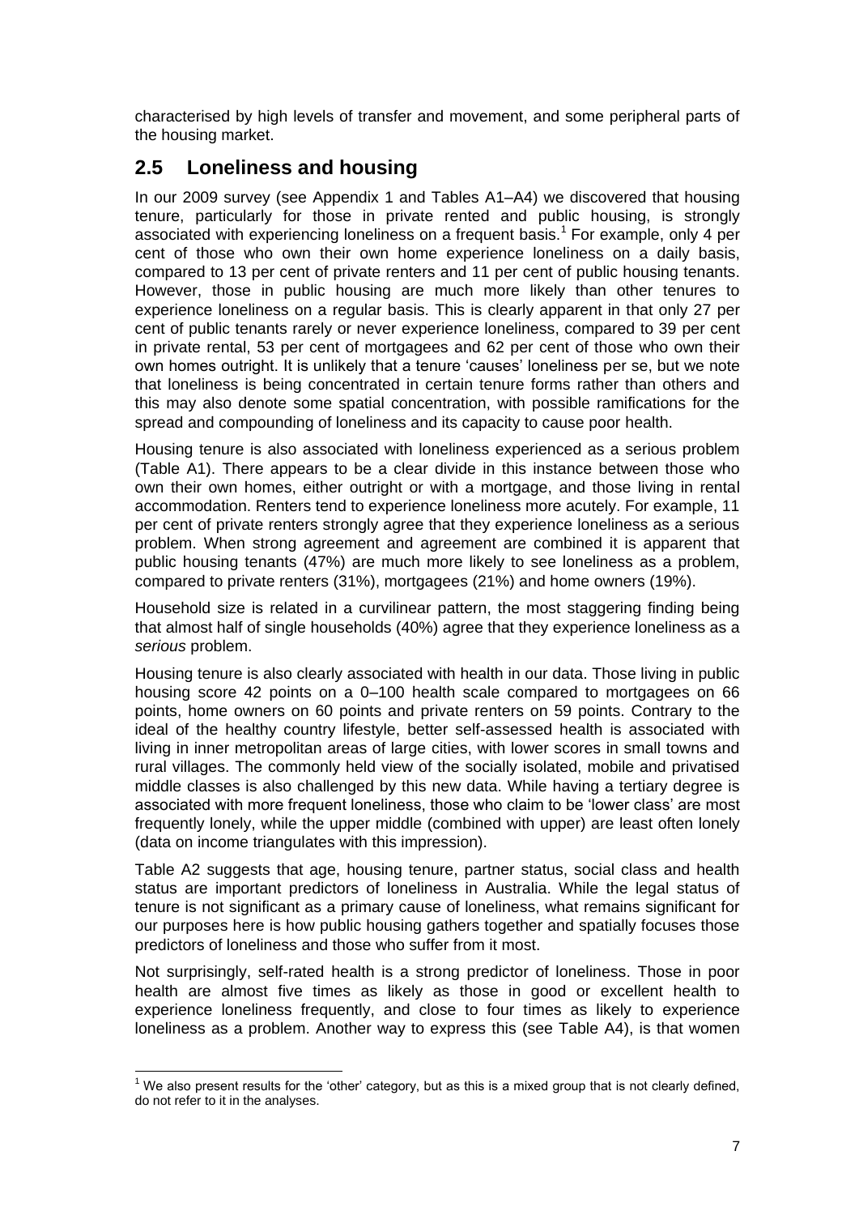characterised by high levels of transfer and movement, and some peripheral parts of the housing market.

## 2.5 Loneliness and housing

In our 2009 survey (see Appendix 1 and Tables A1–A4) we discovered that housing tenure, particularly for those in private rented and public housing, is strongly associated with experiencing loneliness on a frequent basis.[1] For example, only 4 per cent of those who own their own home experience loneliness on a daily basis, compared to 13 per cent of private renters and 11 per cent of public housing tenants. However, those in public housing are much more likely than other tenures to experience loneliness on a regular basis. This is clearly apparent in that only 27 per cent of public tenants rarely or never experience loneliness, compared to 39 per cent in private rental, 53 per cent of mortgagees and 62 per cent of those who own their own homes outright. It is unlikely that a tenure 'causes' loneliness per se, but we note that loneliness is being concentrated in certain tenure forms rather than others and this may also denote some spatial concentration, with possible ramifications for the spread and compounding of loneliness and its capacity to cause poor health.

Housing tenure is also associated with loneliness experienced as a serious problem (Table A1). There appears to be a clear divide in this instance between those who own their own homes, either outright or with a mortgage, and those living in rental accommodation. Renters tend to experience loneliness more acutely. For example, 11 per cent of private renters strongly agree that they experience loneliness as a serious problem. When strong agreement and agreement are combined it is apparent that public housing tenants (47%) are much more likely to see loneliness as a problem, compared to private renters (31%), mortgagees (21%) and home owners (19%).

Household size is related in a curvilinear pattern, the most staggering finding being that almost half of single households (40%) agree that they experience loneliness as a *serious* problem.

Housing tenure is also clearly associated with health in our data. Those living in public housing score 42 points on a 0–100 health scale compared to mortgagees on 66 points, home owners on 60 points and private renters on 59 points. Contrary to the ideal of the healthy country lifestyle, better self-assessed health is associated with living in inner metropolitan areas of large cities, with lower scores in small towns and rural villages. The commonly held view of the socially isolated, mobile and privatised middle classes is also challenged by this new data. While having a tertiary degree is associated with more frequent loneliness, those who claim to be 'lower class' are most frequently lonely, while the upper middle (combined with upper) are least often lonely (data on income triangulates with this impression).

Table A2 suggests that age, housing tenure, partner status, social class and health status are important predictors of loneliness in Australia. While the legal status of tenure is not significant as a primary cause of loneliness, what remains significant for our purposes here is how public housing gathers together and spatially focuses those predictors of loneliness and those who suffer from it most.

Not surprisingly, self-rated health is a strong predictor of loneliness. Those in poor health are almost five times as likely as those in good or excellent health to experience loneliness frequently, and close to four times as likely to experience loneliness as a problem. Another way to express this (see Table A4), is that women

---

[1] We also present results for the 'other' category, but as this is a mixed group that is not clearly defined, do not refer to it in the analyses.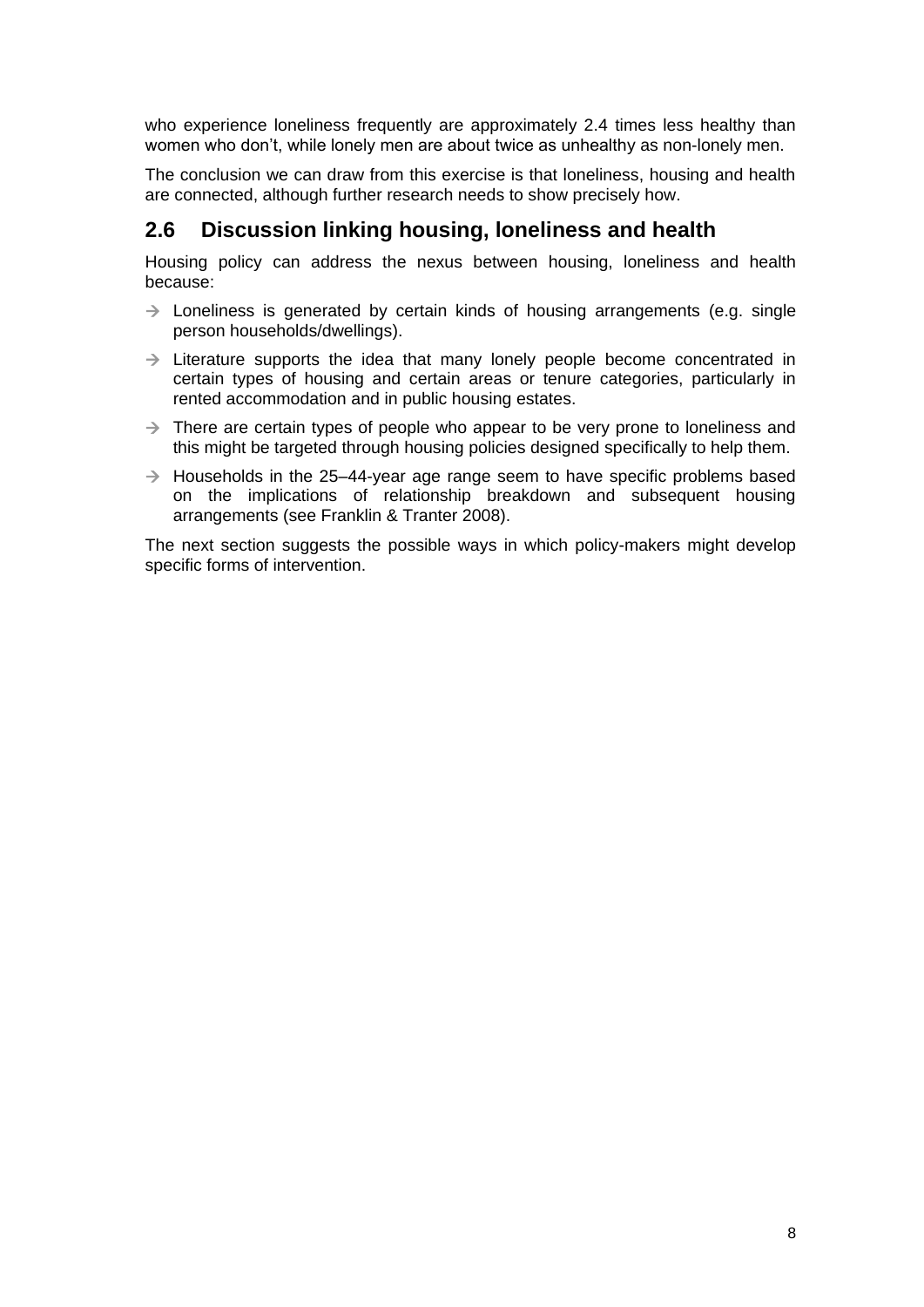who experience loneliness frequently are approximately 2.4 times less healthy than women who don't, while lonely men are about twice as unhealthy as non-lonely men.

The conclusion we can draw from this exercise is that loneliness, housing and health are connected, although further research needs to show precisely how.

## 2.6 Discussion linking housing, loneliness and health

Housing policy can address the nexus between housing, loneliness and health because:

- → Loneliness is generated by certain kinds of housing arrangements (e.g. single person households/dwellings).
- → Literature supports the idea that many lonely people become concentrated in certain types of housing and certain areas or tenure categories, particularly in rented accommodation and in public housing estates.
- → There are certain types of people who appear to be very prone to loneliness and this might be targeted through housing policies designed specifically to help them.
- → Households in the 25–44-year age range seem to have specific problems based on the implications of relationship breakdown and subsequent housing arrangements (see Franklin & Tranter 2008).

The next section suggests the possible ways in which policy-makers might develop specific forms of intervention.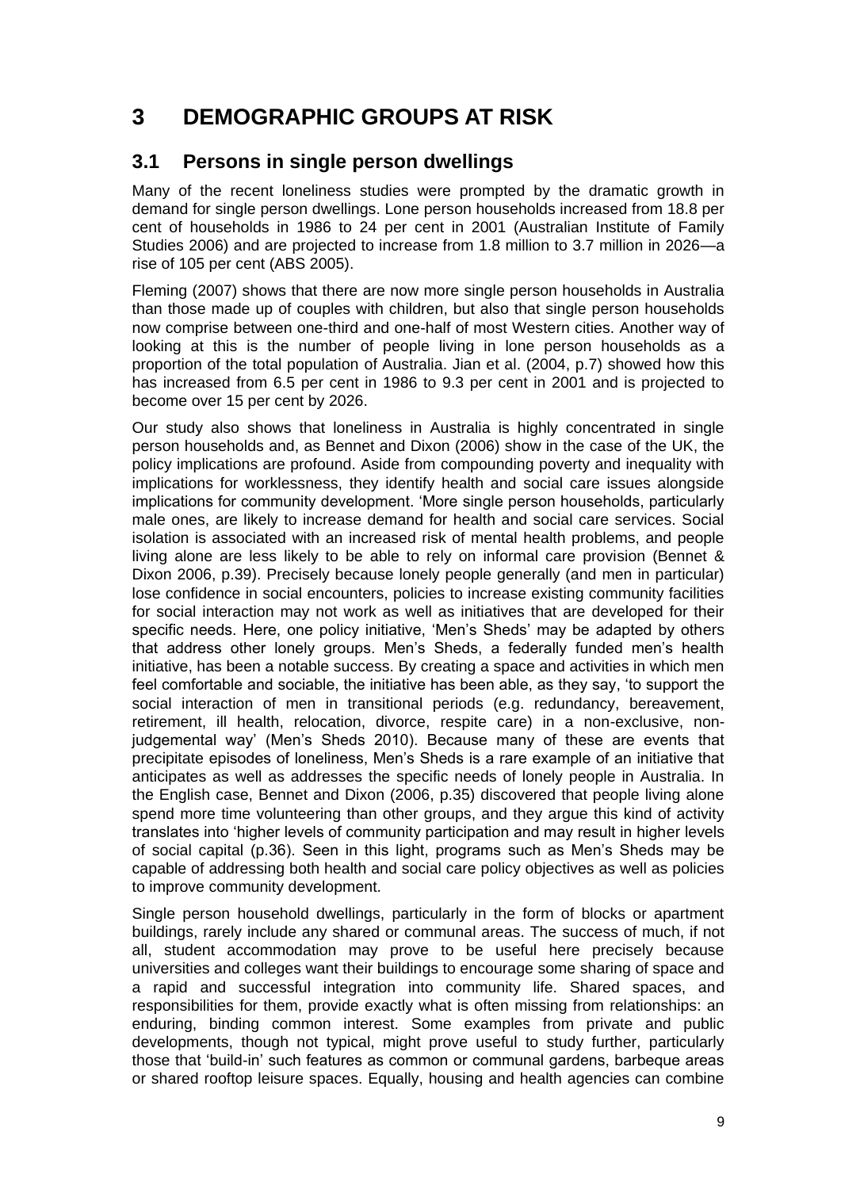# 3 DEMOGRAPHIC GROUPS AT RISK

## 3.1 Persons in single person dwellings

Many of the recent loneliness studies were prompted by the dramatic growth in demand for single person dwellings. Lone person households increased from 18.8 per cent of households in 1986 to 24 per cent in 2001 (Australian Institute of Family Studies 2006) and are projected to increase from 1.8 million to 3.7 million in 2026—a rise of 105 per cent (ABS 2005).

Fleming (2007) shows that there are now more single person households in Australia than those made up of couples with children, but also that single person households now comprise between one-third and one-half of most Western cities. Another way of looking at this is the number of people living in lone person households as a proportion of the total population of Australia. Jian et al. (2004, p.7) showed how this has increased from 6.5 per cent in 1986 to 9.3 per cent in 2001 and is projected to become over 15 per cent by 2026.

Our study also shows that loneliness in Australia is highly concentrated in single person households and, as Bennet and Dixon (2006) show in the case of the UK, the policy implications are profound. Aside from compounding poverty and inequality with implications for worklessness, they identify health and social care issues alongside implications for community development. 'More single person households, particularly male ones, are likely to increase demand for health and social care services. Social isolation is associated with an increased risk of mental health problems, and people living alone are less likely to be able to rely on informal care provision (Bennet & Dixon 2006, p.39). Precisely because lonely people generally (and men in particular) lose confidence in social encounters, policies to increase existing community facilities for social interaction may not work as well as initiatives that are developed for their specific needs. Here, one policy initiative, 'Men's Sheds' may be adapted by others that address other lonely groups. Men's Sheds, a federally funded men's health initiative, has been a notable success. By creating a space and activities in which men feel comfortable and sociable, the initiative has been able, as they say, 'to support the social interaction of men in transitional periods (e.g. redundancy, bereavement, retirement, ill health, relocation, divorce, respite care) in a non-exclusive, non-judgemental way' (Men's Sheds 2010). Because many of these are events that precipitate episodes of loneliness, Men's Sheds is a rare example of an initiative that anticipates as well as addresses the specific needs of lonely people in Australia. In the English case, Bennet and Dixon (2006, p.35) discovered that people living alone spend more time volunteering than other groups, and they argue this kind of activity translates into 'higher levels of community participation and may result in higher levels of social capital (p.36). Seen in this light, programs such as Men's Sheds may be capable of addressing both health and social care policy objectives as well as policies to improve community development.

Single person household dwellings, particularly in the form of blocks or apartment buildings, rarely include any shared or communal areas. The success of much, if not all, student accommodation may prove to be useful here precisely because universities and colleges want their buildings to encourage some sharing of space and a rapid and successful integration into community life. Shared spaces, and responsibilities for them, provide exactly what is often missing from relationships: an enduring, binding common interest. Some examples from private and public developments, though not typical, might prove useful to study further, particularly those that 'build-in' such features as common or communal gardens, barbeque areas or shared rooftop leisure spaces. Equally, housing and health agencies can combine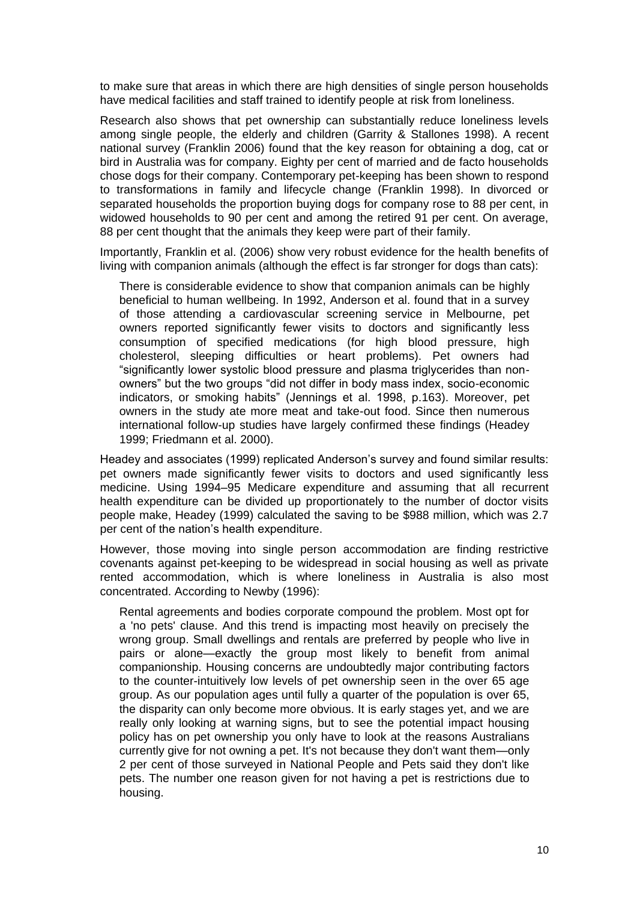to make sure that areas in which there are high densities of single person households have medical facilities and staff trained to identify people at risk from loneliness.

Research also shows that pet ownership can substantially reduce loneliness levels among single people, the elderly and children (Garrity & Stallones 1998). A recent national survey (Franklin 2006) found that the key reason for obtaining a dog, cat or bird in Australia was for company. Eighty per cent of married and de facto households chose dogs for their company. Contemporary pet-keeping has been shown to respond to transformations in family and lifecycle change (Franklin 1998). In divorced or separated households the proportion buying dogs for company rose to 88 per cent, in widowed households to 90 per cent and among the retired 91 per cent. On average, 88 per cent thought that the animals they keep were part of their family.

Importantly, Franklin et al. (2006) show very robust evidence for the health benefits of living with companion animals (although the effect is far stronger for dogs than cats):

> There is considerable evidence to show that companion animals can be highly beneficial to human wellbeing. In 1992, Anderson et al. found that in a survey of those attending a cardiovascular screening service in Melbourne, pet owners reported significantly fewer visits to doctors and significantly less consumption of specified medications (for high blood pressure, high cholesterol, sleeping difficulties or heart problems). Pet owners had "significantly lower systolic blood pressure and plasma triglycerides than non-owners" but the two groups "did not differ in body mass index, socio-economic indicators, or smoking habits" (Jennings et al. 1998, p.163). Moreover, pet owners in the study ate more meat and take-out food. Since then numerous international follow-up studies have largely confirmed these findings (Headey 1999; Friedmann et al. 2000).

Headey and associates (1999) replicated Anderson's survey and found similar results: pet owners made significantly fewer visits to doctors and used significantly less medicine. Using 1994–95 Medicare expenditure and assuming that all recurrent health expenditure can be divided up proportionately to the number of doctor visits people make, Headey (1999) calculated the saving to be $988 million, which was 2.7 per cent of the nation's health expenditure.

However, those moving into single person accommodation are finding restrictive covenants against pet-keeping to be widespread in social housing as well as private rented accommodation, which is where loneliness in Australia is also most concentrated. According to Newby (1996):

> Rental agreements and bodies corporate compound the problem. Most opt for a 'no pets' clause. And this trend is impacting most heavily on precisely the wrong group. Small dwellings and rentals are preferred by people who live in pairs or alone—exactly the group most likely to benefit from animal companionship. Housing concerns are undoubtedly major contributing factors to the counter-intuitively low levels of pet ownership seen in the over 65 age group. As our population ages until fully a quarter of the population is over 65, the disparity can only become more obvious. It is early stages yet, and we are really only looking at warning signs, but to see the potential impact housing policy has on pet ownership you only have to look at the reasons Australians currently give for not owning a pet. It's not because they don't want them—only 2 per cent of those surveyed in National People and Pets said they don't like pets. The number one reason given for not having a pet is restrictions due to housing.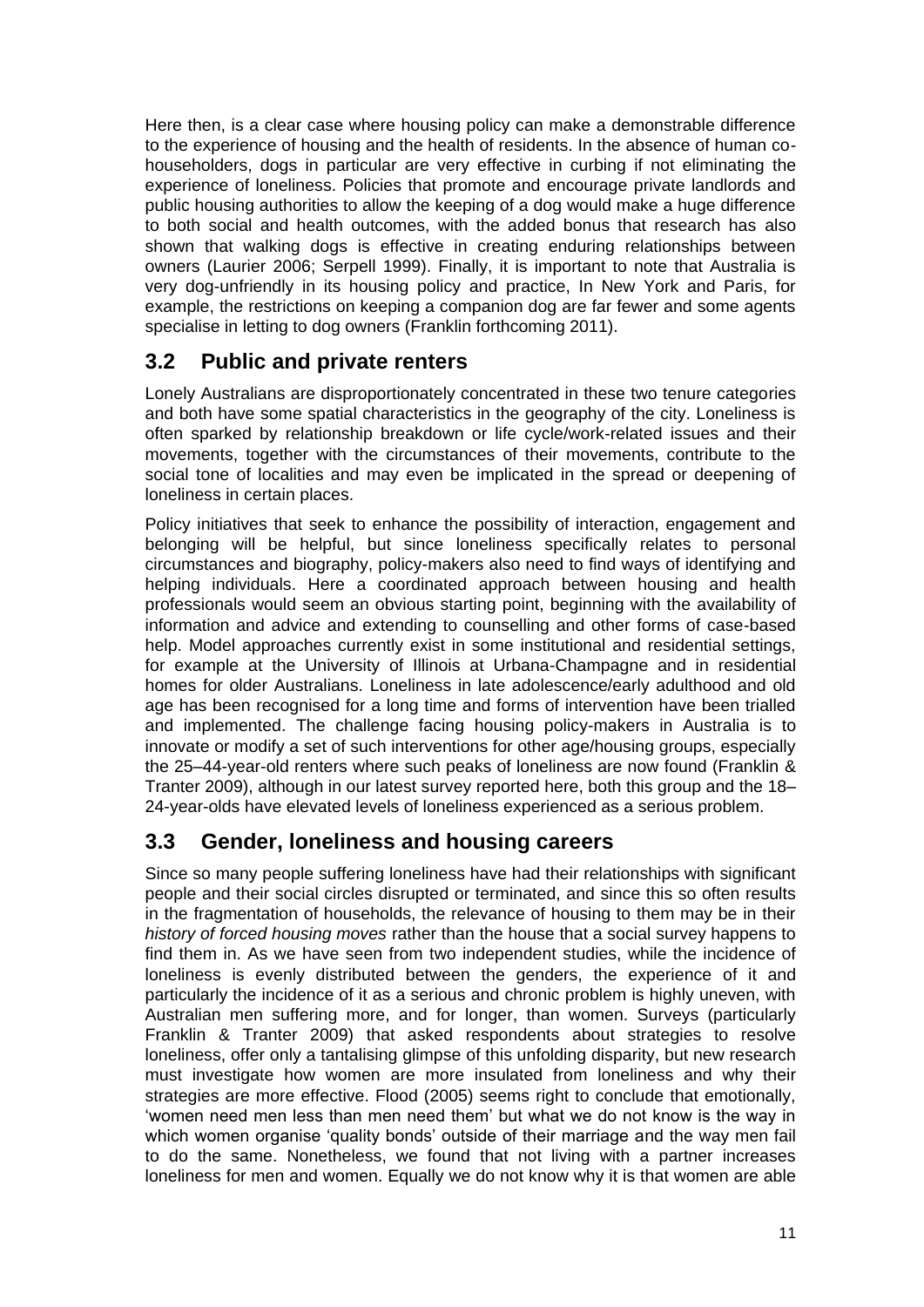Here then, is a clear case where housing policy can make a demonstrable difference to the experience of housing and the health of residents. In the absence of human co-householders, dogs in particular are very effective in curbing if not eliminating the experience of loneliness. Policies that promote and encourage private landlords and public housing authorities to allow the keeping of a dog would make a huge difference to both social and health outcomes, with the added bonus that research has also shown that walking dogs is effective in creating enduring relationships between owners (Laurier 2006; Serpell 1999). Finally, it is important to note that Australia is very dog-unfriendly in its housing policy and practice, In New York and Paris, for example, the restrictions on keeping a companion dog are far fewer and some agents specialise in letting to dog owners (Franklin forthcoming 2011).

## 3.2 Public and private renters

Lonely Australians are disproportionately concentrated in these two tenure categories and both have some spatial characteristics in the geography of the city. Loneliness is often sparked by relationship breakdown or life cycle/work-related issues and their movements, together with the circumstances of their movements, contribute to the social tone of localities and may even be implicated in the spread or deepening of loneliness in certain places.

Policy initiatives that seek to enhance the possibility of interaction, engagement and belonging will be helpful, but since loneliness specifically relates to personal circumstances and biography, policy-makers also need to find ways of identifying and helping individuals. Here a coordinated approach between housing and health professionals would seem an obvious starting point, beginning with the availability of information and advice and extending to counselling and other forms of case-based help. Model approaches currently exist in some institutional and residential settings, for example at the University of Illinois at Urbana-Champagne and in residential homes for older Australians. Loneliness in late adolescence/early adulthood and old age has been recognised for a long time and forms of intervention have been trialled and implemented. The challenge facing housing policy-makers in Australia is to innovate or modify a set of such interventions for other age/housing groups, especially the 25–44-year-old renters where such peaks of loneliness are now found (Franklin & Tranter 2009), although in our latest survey reported here, both this group and the 18–24-year-olds have elevated levels of loneliness experienced as a serious problem.

## 3.3 Gender, loneliness and housing careers

Since so many people suffering loneliness have had their relationships with significant people and their social circles disrupted or terminated, and since this so often results in the fragmentation of households, the relevance of housing to them may be in their *history of forced housing moves* rather than the house that a social survey happens to find them in. As we have seen from two independent studies, while the incidence of loneliness is evenly distributed between the genders, the experience of it and particularly the incidence of it as a serious and chronic problem is highly uneven, with Australian men suffering more, and for longer, than women. Surveys (particularly Franklin & Tranter 2009) that asked respondents about strategies to resolve loneliness, offer only a tantalising glimpse of this unfolding disparity, but new research must investigate how women are more insulated from loneliness and why their strategies are more effective. Flood (2005) seems right to conclude that emotionally, 'women need men less than men need them' but what we do not know is the way in which women organise 'quality bonds' outside of their marriage and the way men fail to do the same. Nonetheless, we found that not living with a partner increases loneliness for men and women. Equally we do not know why it is that women are able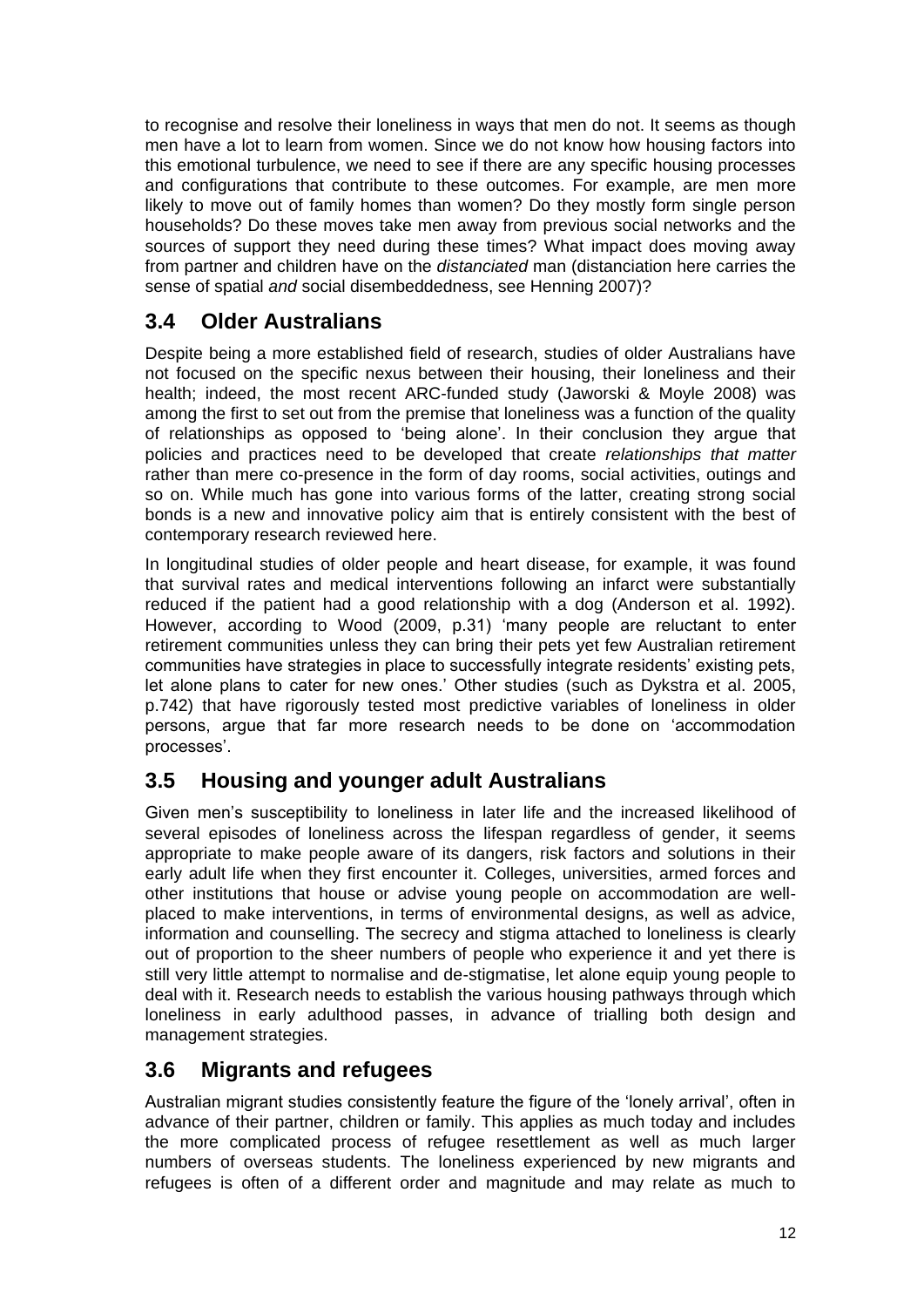to recognise and resolve their loneliness in ways that men do not. It seems as though men have a lot to learn from women. Since we do not know how housing factors into this emotional turbulence, we need to see if there are any specific housing processes and configurations that contribute to these outcomes. For example, are men more likely to move out of family homes than women? Do they mostly form single person households? Do these moves take men away from previous social networks and the sources of support they need during these times? What impact does moving away from partner and children have on the *distanciated* man (distanciation here carries the sense of spatial *and* social disembeddedness, see Henning 2007)?

## 3.4 Older Australians

Despite being a more established field of research, studies of older Australians have not focused on the specific nexus between their housing, their loneliness and their health; indeed, the most recent ARC-funded study (Jaworski & Moyle 2008) was among the first to set out from the premise that loneliness was a function of the quality of relationships as opposed to 'being alone'. In their conclusion they argue that policies and practices need to be developed that create *relationships that matter* rather than mere co-presence in the form of day rooms, social activities, outings and so on. While much has gone into various forms of the latter, creating strong social bonds is a new and innovative policy aim that is entirely consistent with the best of contemporary research reviewed here.

In longitudinal studies of older people and heart disease, for example, it was found that survival rates and medical interventions following an infarct were substantially reduced if the patient had a good relationship with a dog (Anderson et al. 1992). However, according to Wood (2009, p.31) 'many people are reluctant to enter retirement communities unless they can bring their pets yet few Australian retirement communities have strategies in place to successfully integrate residents' existing pets, let alone plans to cater for new ones.' Other studies (such as Dykstra et al. 2005, p.742) that have rigorously tested most predictive variables of loneliness in older persons, argue that far more research needs to be done on 'accommodation processes'.

## 3.5 Housing and younger adult Australians

Given men's susceptibility to loneliness in later life and the increased likelihood of several episodes of loneliness across the lifespan regardless of gender, it seems appropriate to make people aware of its dangers, risk factors and solutions in their early adult life when they first encounter it. Colleges, universities, armed forces and other institutions that house or advise young people on accommodation are well-placed to make interventions, in terms of environmental designs, as well as advice, information and counselling. The secrecy and stigma attached to loneliness is clearly out of proportion to the sheer numbers of people who experience it and yet there is still very little attempt to normalise and de-stigmatise, let alone equip young people to deal with it. Research needs to establish the various housing pathways through which loneliness in early adulthood passes, in advance of trialling both design and management strategies.

## 3.6 Migrants and refugees

Australian migrant studies consistently feature the figure of the 'lonely arrival', often in advance of their partner, children or family. This applies as much today and includes the more complicated process of refugee resettlement as well as much larger numbers of overseas students. The loneliness experienced by new migrants and refugees is often of a different order and magnitude and may relate as much to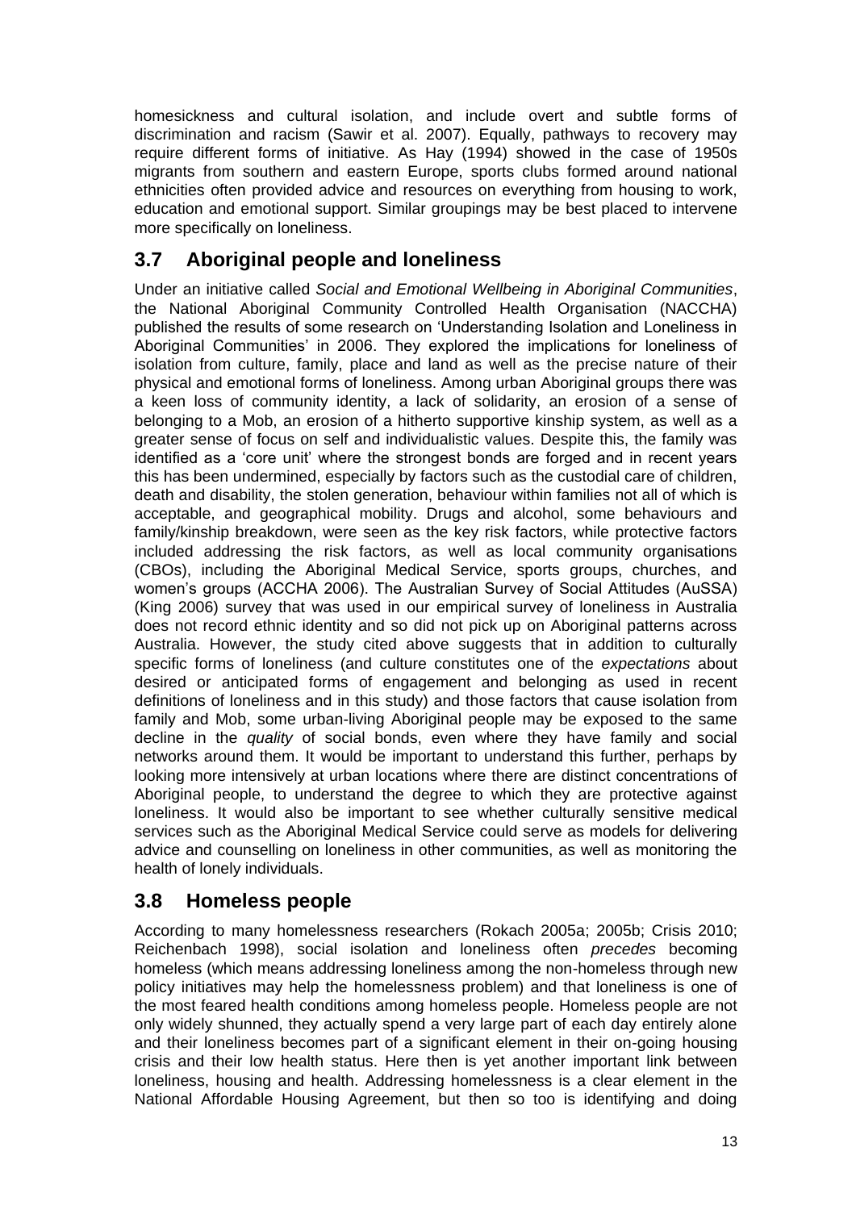homesickness and cultural isolation, and include overt and subtle forms of discrimination and racism (Sawir et al. 2007). Equally, pathways to recovery may require different forms of initiative. As Hay (1994) showed in the case of 1950s migrants from southern and eastern Europe, sports clubs formed around national ethnicities often provided advice and resources on everything from housing to work, education and emotional support. Similar groupings may be best placed to intervene more specifically on loneliness.

## 3.7 Aboriginal people and loneliness

Under an initiative called *Social and Emotional Wellbeing in Aboriginal Communities*, the National Aboriginal Community Controlled Health Organisation (NACCHA) published the results of some research on 'Understanding Isolation and Loneliness in Aboriginal Communities' in 2006. They explored the implications for loneliness of isolation from culture, family, place and land as well as the precise nature of their physical and emotional forms of loneliness. Among urban Aboriginal groups there was a keen loss of community identity, a lack of solidarity, an erosion of a sense of belonging to a Mob, an erosion of a hitherto supportive kinship system, as well as a greater sense of focus on self and individualistic values. Despite this, the family was identified as a 'core unit' where the strongest bonds are forged and in recent years this has been undermined, especially by factors such as the custodial care of children, death and disability, the stolen generation, behaviour within families not all of which is acceptable, and geographical mobility. Drugs and alcohol, some behaviours and family/kinship breakdown, were seen as the key risk factors, while protective factors included addressing the risk factors, as well as local community organisations (CBOs), including the Aboriginal Medical Service, sports groups, churches, and women's groups (ACCHA 2006). The Australian Survey of Social Attitudes (AuSSA) (King 2006) survey that was used in our empirical survey of loneliness in Australia does not record ethnic identity and so did not pick up on Aboriginal patterns across Australia. However, the study cited above suggests that in addition to culturally specific forms of loneliness (and culture constitutes one of the *expectations* about desired or anticipated forms of engagement and belonging as used in recent definitions of loneliness and in this study) and those factors that cause isolation from family and Mob, some urban-living Aboriginal people may be exposed to the same decline in the *quality* of social bonds, even where they have family and social networks around them. It would be important to understand this further, perhaps by looking more intensively at urban locations where there are distinct concentrations of Aboriginal people, to understand the degree to which they are protective against loneliness. It would also be important to see whether culturally sensitive medical services such as the Aboriginal Medical Service could serve as models for delivering advice and counselling on loneliness in other communities, as well as monitoring the health of lonely individuals.

## 3.8 Homeless people

According to many homelessness researchers (Rokach 2005a; 2005b; Crisis 2010; Reichenbach 1998), social isolation and loneliness often *precedes* becoming homeless (which means addressing loneliness among the non-homeless through new policy initiatives may help the homelessness problem) and that loneliness is one of the most feared health conditions among homeless people. Homeless people are not only widely shunned, they actually spend a very large part of each day entirely alone and their loneliness becomes part of a significant element in their on-going housing crisis and their low health status. Here then is yet another important link between loneliness, housing and health. Addressing homelessness is a clear element in the National Affordable Housing Agreement, but then so too is identifying and doing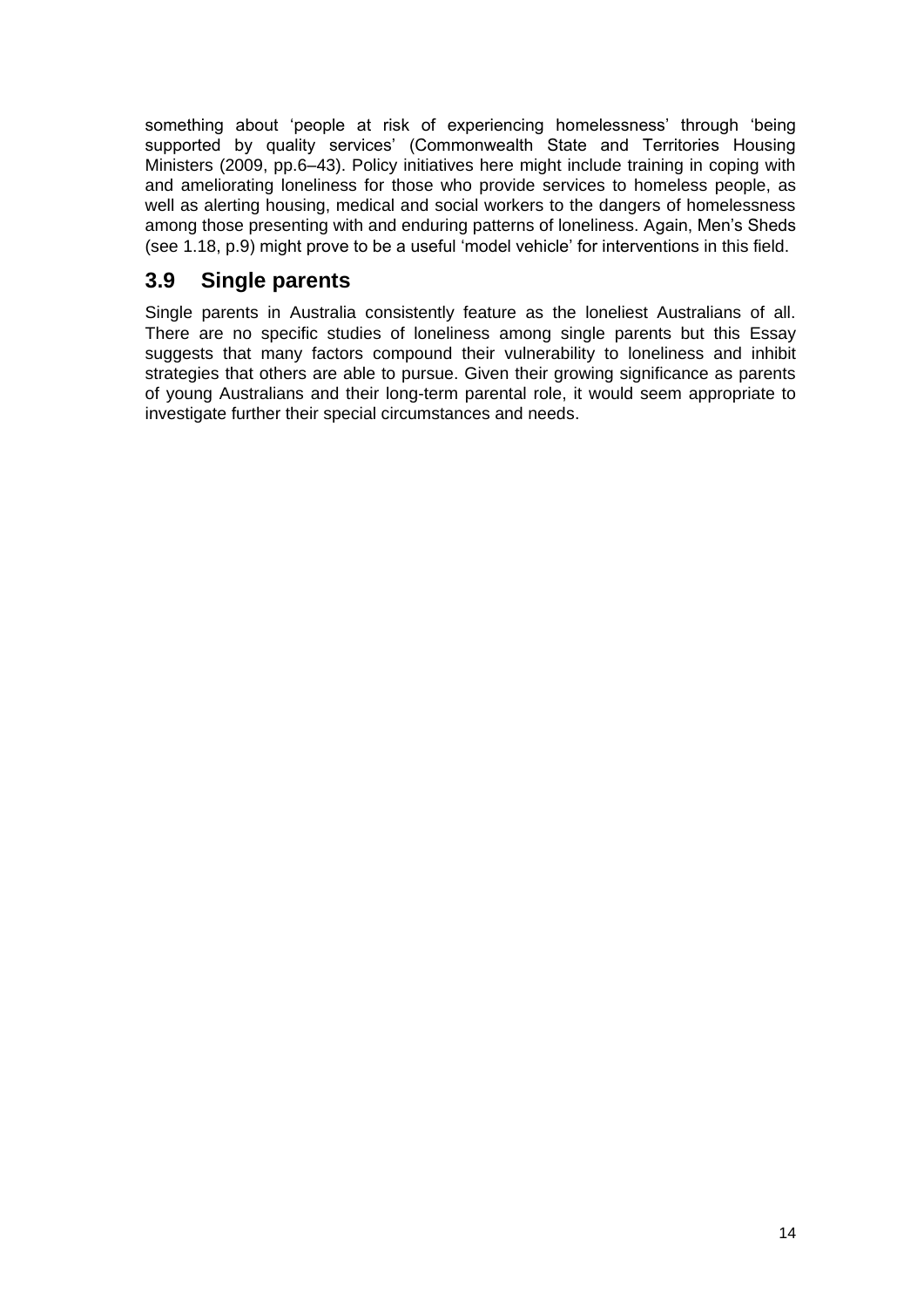something about 'people at risk of experiencing homelessness' through 'being supported by quality services' (Commonwealth State and Territories Housing Ministers (2009, pp.6–43). Policy initiatives here might include training in coping with and ameliorating loneliness for those who provide services to homeless people, as well as alerting housing, medical and social workers to the dangers of homelessness among those presenting with and enduring patterns of loneliness. Again, Men's Sheds (see 1.18, p.9) might prove to be a useful 'model vehicle' for interventions in this field.

## 3.9 Single parents

Single parents in Australia consistently feature as the loneliest Australians of all. There are no specific studies of loneliness among single parents but this Essay suggests that many factors compound their vulnerability to loneliness and inhibit strategies that others are able to pursue. Given their growing significance as parents of young Australians and their long-term parental role, it would seem appropriate to investigate further their special circumstances and needs.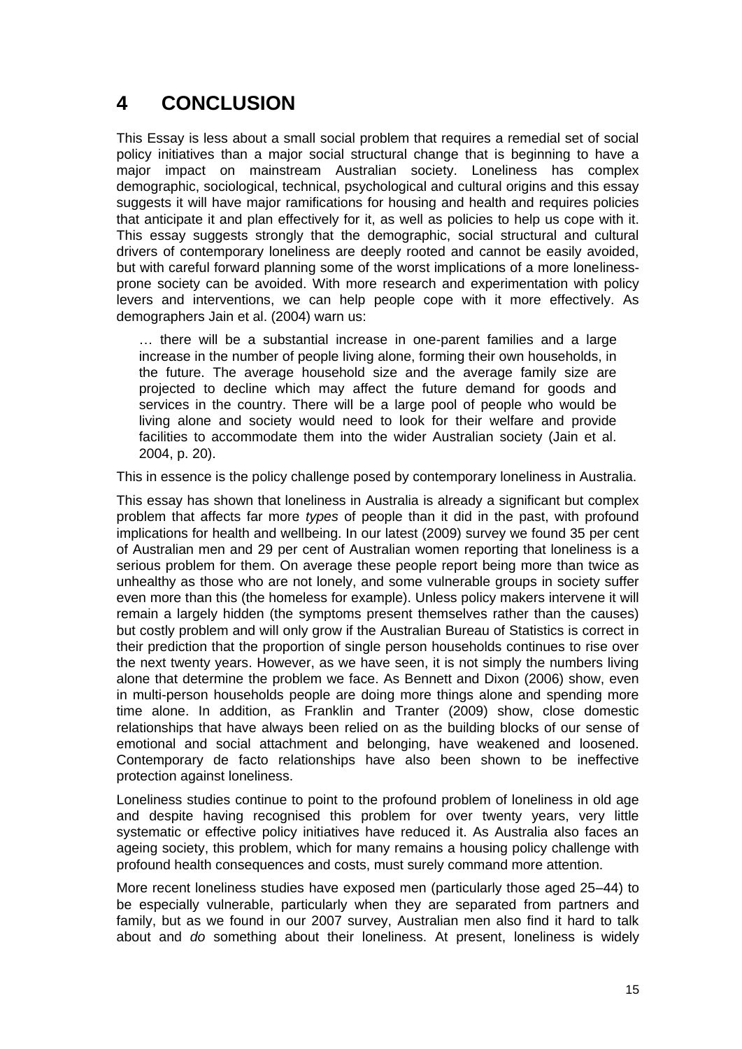# 4 CONCLUSION

This Essay is less about a small social problem that requires a remedial set of social policy initiatives than a major social structural change that is beginning to have a major impact on mainstream Australian society. Loneliness has complex demographic, sociological, technical, psychological and cultural origins and this essay suggests it will have major ramifications for housing and health and requires policies that anticipate it and plan effectively for it, as well as policies to help us cope with it. This essay suggests strongly that the demographic, social structural and cultural drivers of contemporary loneliness are deeply rooted and cannot be easily avoided, but with careful forward planning some of the worst implications of a more loneliness-prone society can be avoided. With more research and experimentation with policy levers and interventions, we can help people cope with it more effectively. As demographers Jain et al. (2004) warn us:

> … there will be a substantial increase in one-parent families and a large increase in the number of people living alone, forming their own households, in the future. The average household size and the average family size are projected to decline which may affect the future demand for goods and services in the country. There will be a large pool of people who would be living alone and society would need to look for their welfare and provide facilities to accommodate them into the wider Australian society (Jain et al. 2004, p. 20).

This in essence is the policy challenge posed by contemporary loneliness in Australia.

This essay has shown that loneliness in Australia is already a significant but complex problem that affects far more *types* of people than it did in the past, with profound implications for health and wellbeing. In our latest (2009) survey we found 35 per cent of Australian men and 29 per cent of Australian women reporting that loneliness is a serious problem for them. On average these people report being more than twice as unhealthy as those who are not lonely, and some vulnerable groups in society suffer even more than this (the homeless for example). Unless policy makers intervene it will remain a largely hidden (the symptoms present themselves rather than the causes) but costly problem and will only grow if the Australian Bureau of Statistics is correct in their prediction that the proportion of single person households continues to rise over the next twenty years. However, as we have seen, it is not simply the numbers living alone that determine the problem we face. As Bennett and Dixon (2006) show, even in multi-person households people are doing more things alone and spending more time alone. In addition, as Franklin and Tranter (2009) show, close domestic relationships that have always been relied on as the building blocks of our sense of emotional and social attachment and belonging, have weakened and loosened. Contemporary de facto relationships have also been shown to be ineffective protection against loneliness.

Loneliness studies continue to point to the profound problem of loneliness in old age and despite having recognised this problem for over twenty years, very little systematic or effective policy initiatives have reduced it. As Australia also faces an ageing society, this problem, which for many remains a housing policy challenge with profound health consequences and costs, must surely command more attention.

More recent loneliness studies have exposed men (particularly those aged 25–44) to be especially vulnerable, particularly when they are separated from partners and family, but as we found in our 2007 survey, Australian men also find it hard to talk about and *do* something about their loneliness. At present, loneliness is widely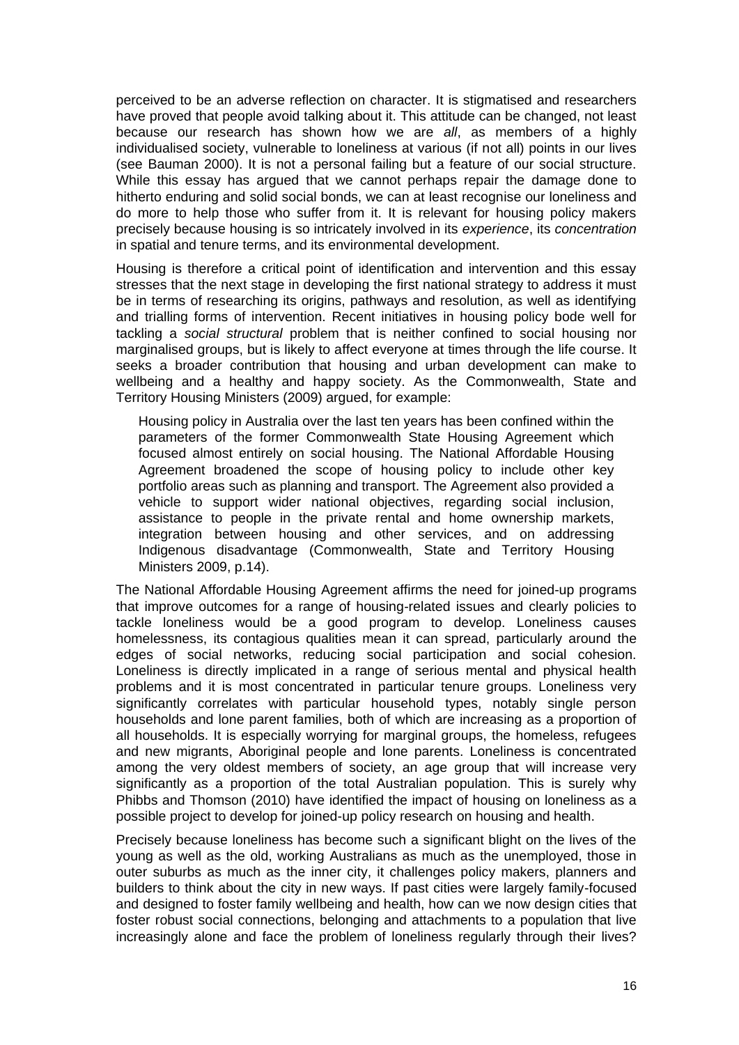perceived to be an adverse reflection on character. It is stigmatised and researchers have proved that people avoid talking about it. This attitude can be changed, not least because our research has shown how we are *all*, as members of a highly individualised society, vulnerable to loneliness at various (if not all) points in our lives (see Bauman 2000). It is not a personal failing but a feature of our social structure. While this essay has argued that we cannot perhaps repair the damage done to hitherto enduring and solid social bonds, we can at least recognise our loneliness and do more to help those who suffer from it. It is relevant for housing policy makers precisely because housing is so intricately involved in its *experience*, its *concentration* in spatial and tenure terms, and its environmental development.

Housing is therefore a critical point of identification and intervention and this essay stresses that the next stage in developing the first national strategy to address it must be in terms of researching its origins, pathways and resolution, as well as identifying and trialling forms of intervention. Recent initiatives in housing policy bode well for tackling a *social structural* problem that is neither confined to social housing nor marginalised groups, but is likely to affect everyone at times through the life course. It seeks a broader contribution that housing and urban development can make to wellbeing and a healthy and happy society. As the Commonwealth, State and Territory Housing Ministers (2009) argued, for example:

> Housing policy in Australia over the last ten years has been confined within the parameters of the former Commonwealth State Housing Agreement which focused almost entirely on social housing. The National Affordable Housing Agreement broadened the scope of housing policy to include other key portfolio areas such as planning and transport. The Agreement also provided a vehicle to support wider national objectives, regarding social inclusion, assistance to people in the private rental and home ownership markets, integration between housing and other services, and on addressing Indigenous disadvantage (Commonwealth, State and Territory Housing Ministers 2009, p.14).

The National Affordable Housing Agreement affirms the need for joined-up programs that improve outcomes for a range of housing-related issues and clearly policies to tackle loneliness would be a good program to develop. Loneliness causes homelessness, its contagious qualities mean it can spread, particularly around the edges of social networks, reducing social participation and social cohesion. Loneliness is directly implicated in a range of serious mental and physical health problems and it is most concentrated in particular tenure groups. Loneliness very significantly correlates with particular household types, notably single person households and lone parent families, both of which are increasing as a proportion of all households. It is especially worrying for marginal groups, the homeless, refugees and new migrants, Aboriginal people and lone parents. Loneliness is concentrated among the very oldest members of society, an age group that will increase very significantly as a proportion of the total Australian population. This is surely why Phibbs and Thomson (2010) have identified the impact of housing on loneliness as a possible project to develop for joined-up policy research on housing and health.

Precisely because loneliness has become such a significant blight on the lives of the young as well as the old, working Australians as much as the unemployed, those in outer suburbs as much as the inner city, it challenges policy makers, planners and builders to think about the city in new ways. If past cities were largely family-focused and designed to foster family wellbeing and health, how can we now design cities that foster robust social connections, belonging and attachments to a population that live increasingly alone and face the problem of loneliness regularly through their lives?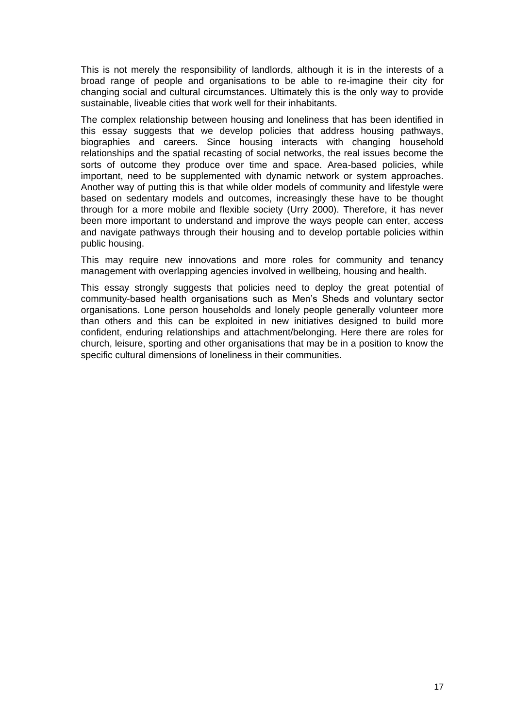This is not merely the responsibility of landlords, although it is in the interests of a broad range of people and organisations to be able to re-imagine their city for changing social and cultural circumstances. Ultimately this is the only way to provide sustainable, liveable cities that work well for their inhabitants.

The complex relationship between housing and loneliness that has been identified in this essay suggests that we develop policies that address housing pathways, biographies and careers. Since housing interacts with changing household relationships and the spatial recasting of social networks, the real issues become the sorts of outcome they produce over time and space. Area-based policies, while important, need to be supplemented with dynamic network or system approaches. Another way of putting this is that while older models of community and lifestyle were based on sedentary models and outcomes, increasingly these have to be thought through for a more mobile and flexible society (Urry 2000). Therefore, it has never been more important to understand and improve the ways people can enter, access and navigate pathways through their housing and to develop portable policies within public housing.

This may require new innovations and more roles for community and tenancy management with overlapping agencies involved in wellbeing, housing and health.

This essay strongly suggests that policies need to deploy the great potential of community-based health organisations such as Men's Sheds and voluntary sector organisations. Lone person households and lonely people generally volunteer more than others and this can be exploited in new initiatives designed to build more confident, enduring relationships and attachment/belonging. Here there are roles for church, leisure, sporting and other organisations that may be in a position to know the specific cultural dimensions of loneliness in their communities.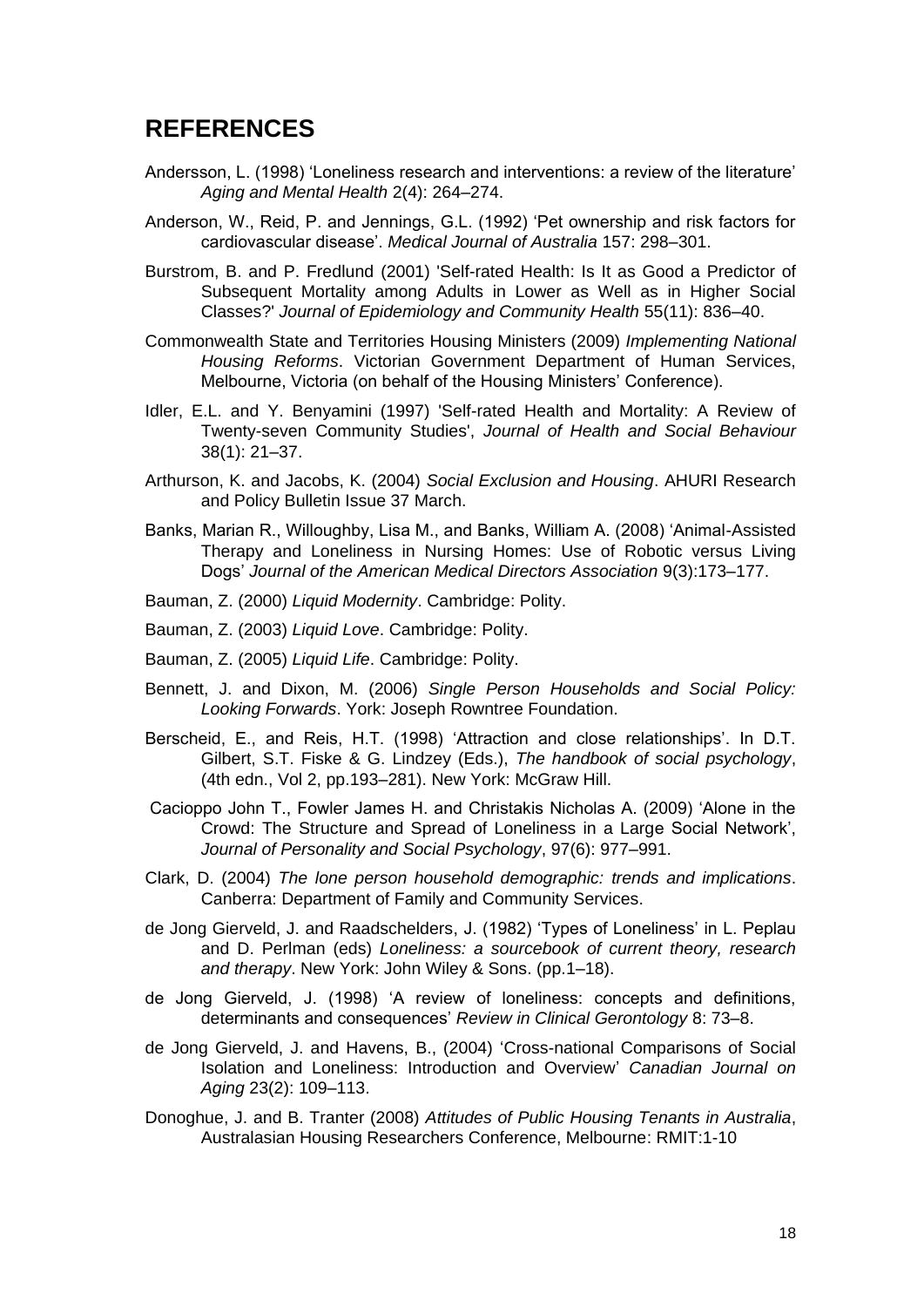## REFERENCES

Andersson, L. (1998) 'Loneliness research and interventions: a review of the literature' *Aging and Mental Health* 2(4): 264–274.

Anderson, W., Reid, P. and Jennings, G.L. (1992) 'Pet ownership and risk factors for cardiovascular disease'. *Medical Journal of Australia* 157: 298–301.

Burstrom, B. and P. Fredlund (2001) 'Self-rated Health: Is It as Good a Predictor of Subsequent Mortality among Adults in Lower as Well as in Higher Social Classes?' *Journal of Epidemiology and Community Health* 55(11): 836–40.

Commonwealth State and Territories Housing Ministers (2009) *Implementing National Housing Reforms*. Victorian Government Department of Human Services, Melbourne, Victoria (on behalf of the Housing Ministers' Conference).

Idler, E.L. and Y. Benyamini (1997) 'Self-rated Health and Mortality: A Review of Twenty-seven Community Studies', *Journal of Health and Social Behaviour* 38(1): 21–37.

Arthurson, K. and Jacobs, K. (2004) *Social Exclusion and Housing*. AHURI Research and Policy Bulletin Issue 37 March.

Banks, Marian R., Willoughby, Lisa M., and Banks, William A. (2008) 'Animal-Assisted Therapy and Loneliness in Nursing Homes: Use of Robotic versus Living Dogs' *Journal of the American Medical Directors Association* 9(3):173–177.

Bauman, Z. (2000) *Liquid Modernity*. Cambridge: Polity.

Bauman, Z. (2003) *Liquid Love*. Cambridge: Polity.

Bauman, Z. (2005) *Liquid Life*. Cambridge: Polity.

Bennett, J. and Dixon, M. (2006) *Single Person Households and Social Policy: Looking Forwards*. York: Joseph Rowntree Foundation.

Berscheid, E., and Reis, H.T. (1998) 'Attraction and close relationships'. In D.T. Gilbert, S.T. Fiske & G. Lindzey (Eds.), *The handbook of social psychology*, (4th edn., Vol 2, pp.193–281). New York: McGraw Hill.

Cacioppo John T., Fowler James H. and Christakis Nicholas A. (2009) 'Alone in the Crowd: The Structure and Spread of Loneliness in a Large Social Network', *Journal of Personality and Social Psychology*, 97(6): 977–991.

Clark, D. (2004) *The lone person household demographic: trends and implications*. Canberra: Department of Family and Community Services.

de Jong Gierveld, J. and Raadschelders, J. (1982) 'Types of Loneliness' in L. Peplau and D. Perlman (eds) *Loneliness: a sourcebook of current theory, research and therapy*. New York: John Wiley & Sons. (pp.1–18).

de Jong Gierveld, J. (1998) 'A review of loneliness: concepts and definitions, determinants and consequences' *Review in Clinical Gerontology* 8: 73–8.

de Jong Gierveld, J. and Havens, B., (2004) 'Cross-national Comparisons of Social Isolation and Loneliness: Introduction and Overview' *Canadian Journal on Aging* 23(2): 109–113.

Donoghue, J. and B. Tranter (2008) *Attitudes of Public Housing Tenants in Australia*, Australasian Housing Researchers Conference, Melbourne: RMIT:1-10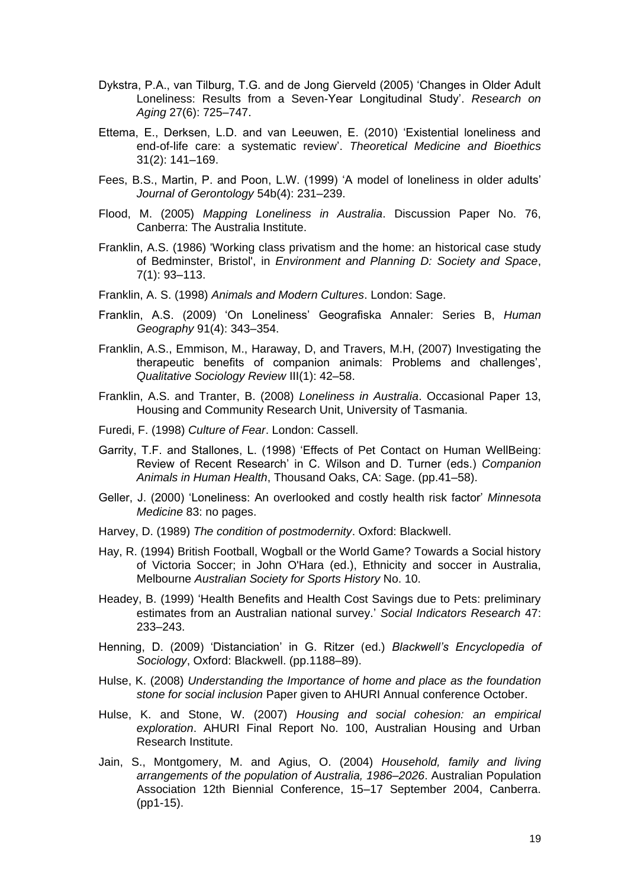Dykstra, P.A., van Tilburg, T.G. and de Jong Gierveld (2005) 'Changes in Older Adult Loneliness: Results from a Seven-Year Longitudinal Study'. *Research on Aging* 27(6): 725–747.

Ettema, E., Derksen, L.D. and van Leeuwen, E. (2010) 'Existential loneliness and end-of-life care: a systematic review'. *Theoretical Medicine and Bioethics* 31(2): 141–169.

Fees, B.S., Martin, P. and Poon, L.W. (1999) 'A model of loneliness in older adults' *Journal of Gerontology* 54b(4): 231–239.

Flood, M. (2005) *Mapping Loneliness in Australia*. Discussion Paper No. 76, Canberra: The Australia Institute.

Franklin, A.S. (1986) 'Working class privatism and the home: an historical case study of Bedminster, Bristol', in *Environment and Planning D: Society and Space*, 7(1): 93–113.

Franklin, A. S. (1998) *Animals and Modern Cultures*. London: Sage.

Franklin, A.S. (2009) 'On Loneliness' Geografiska Annaler: Series B, *Human Geography* 91(4): 343–354.

Franklin, A.S., Emmison, M., Haraway, D, and Travers, M.H, (2007) Investigating the therapeutic benefits of companion animals: Problems and challenges', *Qualitative Sociology Review* III(1): 42–58.

Franklin, A.S. and Tranter, B. (2008) *Loneliness in Australia*. Occasional Paper 13, Housing and Community Research Unit, University of Tasmania.

Furedi, F. (1998) *Culture of Fear*. London: Cassell.

Garrity, T.F. and Stallones, L. (1998) 'Effects of Pet Contact on Human WellBeing: Review of Recent Research' in C. Wilson and D. Turner (eds.) *Companion Animals in Human Health*, Thousand Oaks, CA: Sage. (pp.41–58).

Geller, J. (2000) 'Loneliness: An overlooked and costly health risk factor' *Minnesota Medicine* 83: no pages.

Harvey, D. (1989) *The condition of postmodernity*. Oxford: Blackwell.

Hay, R. (1994) British Football, Wogball or the World Game? Towards a Social history of Victoria Soccer; in John O'Hara (ed.), Ethnicity and soccer in Australia, Melbourne *Australian Society for Sports History* No. 10.

Headey, B. (1999) 'Health Benefits and Health Cost Savings due to Pets: preliminary estimates from an Australian national survey.' *Social Indicators Research* 47: 233–243.

Henning, D. (2009) 'Distanciation' in G. Ritzer (ed.) *Blackwell's Encyclopedia of Sociology*, Oxford: Blackwell. (pp.1188–89).

Hulse, K. (2008) *Understanding the Importance of home and place as the foundation stone for social inclusion* Paper given to AHURI Annual conference October.

Hulse, K. and Stone, W. (2007) *Housing and social cohesion: an empirical exploration*. AHURI Final Report No. 100, Australian Housing and Urban Research Institute.

Jain, S., Montgomery, M. and Agius, O. (2004) *Household, family and living arrangements of the population of Australia, 1986–2026*. Australian Population Association 12th Biennial Conference, 15–17 September 2004, Canberra. (pp1-15).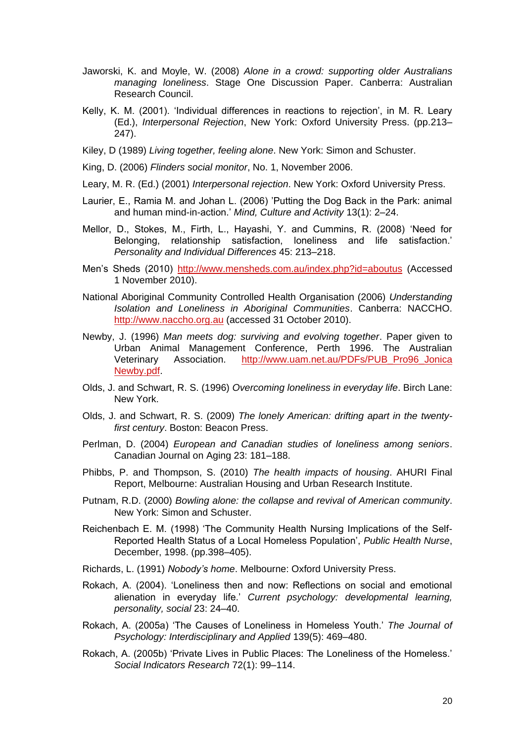Jaworski, K. and Moyle, W. (2008) *Alone in a crowd: supporting older Australians managing loneliness*. Stage One Discussion Paper. Canberra: Australian Research Council.

Kelly, K. M. (2001). 'Individual differences in reactions to rejection', in M. R. Leary (Ed.), *Interpersonal Rejection*, New York: Oxford University Press. (pp.213–247).

Kiley, D (1989) *Living together, feeling alone*. New York: Simon and Schuster.

King, D. (2006) *Flinders social monitor*, No. 1, November 2006.

Leary, M. R. (Ed.) (2001) *Interpersonal rejection*. New York: Oxford University Press.

Laurier, E., Ramia M. and Johan L. (2006) 'Putting the Dog Back in the Park: animal and human mind-in-action.' *Mind, Culture and Activity* 13(1): 2–24.

Mellor, D., Stokes, M., Firth, L., Hayashi, Y. and Cummins, R. (2008) 'Need for Belonging, relationship satisfaction, loneliness and life satisfaction.' *Personality and Individual Differences* 45: 213–218.

Men's Sheds (2010) http://www.mensheds.com.au/index.php?id=aboutus (Accessed 1 November 2010).

National Aboriginal Community Controlled Health Organisation (2006) *Understanding Isolation and Loneliness in Aboriginal Communities*. Canberra: NACCHO. http://www.naccho.org.au (accessed 31 October 2010).

Newby, J. (1996) *Man meets dog: surviving and evolving together*. Paper given to Urban Animal Management Conference, Perth 1996. The Australian Veterinary Association. http://www.uam.net.au/PDFs/PUB_Pro96_JonicaNewby.pdf.

Olds, J. and Schwart, R. S. (1996) *Overcoming loneliness in everyday life*. Birch Lane: New York.

Olds, J. and Schwart, R. S. (2009) *The lonely American: drifting apart in the twenty-first century*. Boston: Beacon Press.

Perlman, D. (2004) *European and Canadian studies of loneliness among seniors*. Canadian Journal on Aging 23: 181–188.

Phibbs, P. and Thompson, S. (2010) *The health impacts of housing*. AHURI Final Report, Melbourne: Australian Housing and Urban Research Institute.

Putnam, R.D. (2000) *Bowling alone: the collapse and revival of American community*. New York: Simon and Schuster.

Reichenbach E. M. (1998) 'The Community Health Nursing Implications of the Self-Reported Health Status of a Local Homeless Population', *Public Health Nurse*, December, 1998. (pp.398–405).

Richards, L. (1991) *Nobody's home*. Melbourne: Oxford University Press.

Rokach, A. (2004). 'Loneliness then and now: Reflections on social and emotional alienation in everyday life.' *Current psychology: developmental learning, personality, social* 23: 24–40.

Rokach, A. (2005a) 'The Causes of Loneliness in Homeless Youth.' *The Journal of Psychology: Interdisciplinary and Applied* 139(5): 469–480.

Rokach, A. (2005b) 'Private Lives in Public Places: The Loneliness of the Homeless.' *Social Indicators Research* 72(1): 99–114.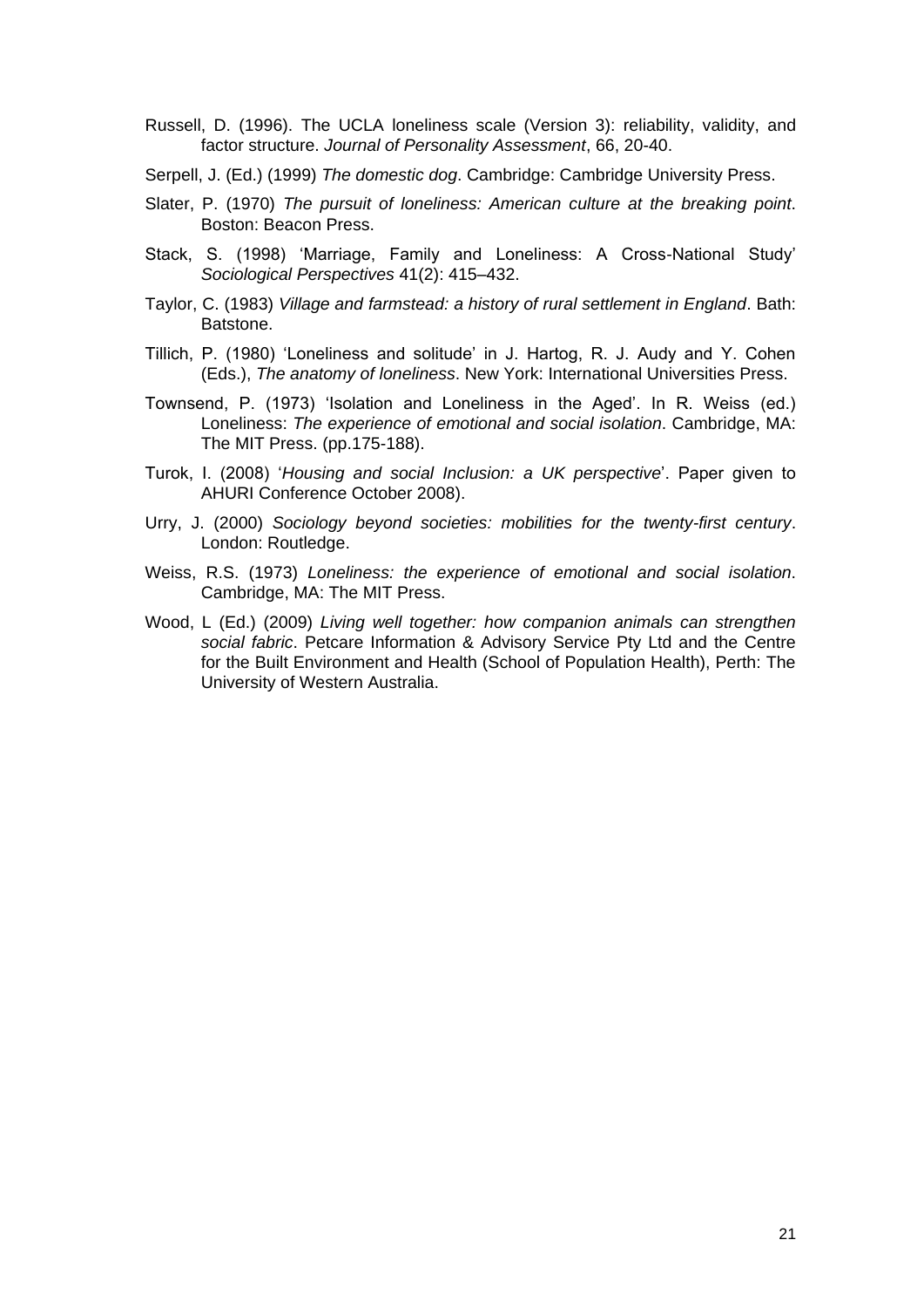Russell, D. (1996). The UCLA loneliness scale (Version 3): reliability, validity, and factor structure. *Journal of Personality Assessment*, 66, 20-40.

Serpell, J. (Ed.) (1999) *The domestic dog*. Cambridge: Cambridge University Press.

Slater, P. (1970) *The pursuit of loneliness: American culture at the breaking point*. Boston: Beacon Press.

Stack, S. (1998) 'Marriage, Family and Loneliness: A Cross-National Study' *Sociological Perspectives* 41(2): 415–432.

Taylor, C. (1983) *Village and farmstead: a history of rural settlement in England*. Bath: Batstone.

Tillich, P. (1980) 'Loneliness and solitude' in J. Hartog, R. J. Audy and Y. Cohen (Eds.), *The anatomy of loneliness*. New York: International Universities Press.

Townsend, P. (1973) 'Isolation and Loneliness in the Aged'. In R. Weiss (ed.) Loneliness: *The experience of emotional and social isolation*. Cambridge, MA: The MIT Press. (pp.175-188).

Turok, I. (2008) '*Housing and social Inclusion: a UK perspective*'. Paper given to AHURI Conference October 2008).

Urry, J. (2000) *Sociology beyond societies: mobilities for the twenty-first century*. London: Routledge.

Weiss, R.S. (1973) *Loneliness: the experience of emotional and social isolation*. Cambridge, MA: The MIT Press.

Wood, L (Ed.) (2009) *Living well together: how companion animals can strengthen social fabric*. Petcare Information & Advisory Service Pty Ltd and the Centre for the Built Environment and Health (School of Population Health), Perth: The University of Western Australia.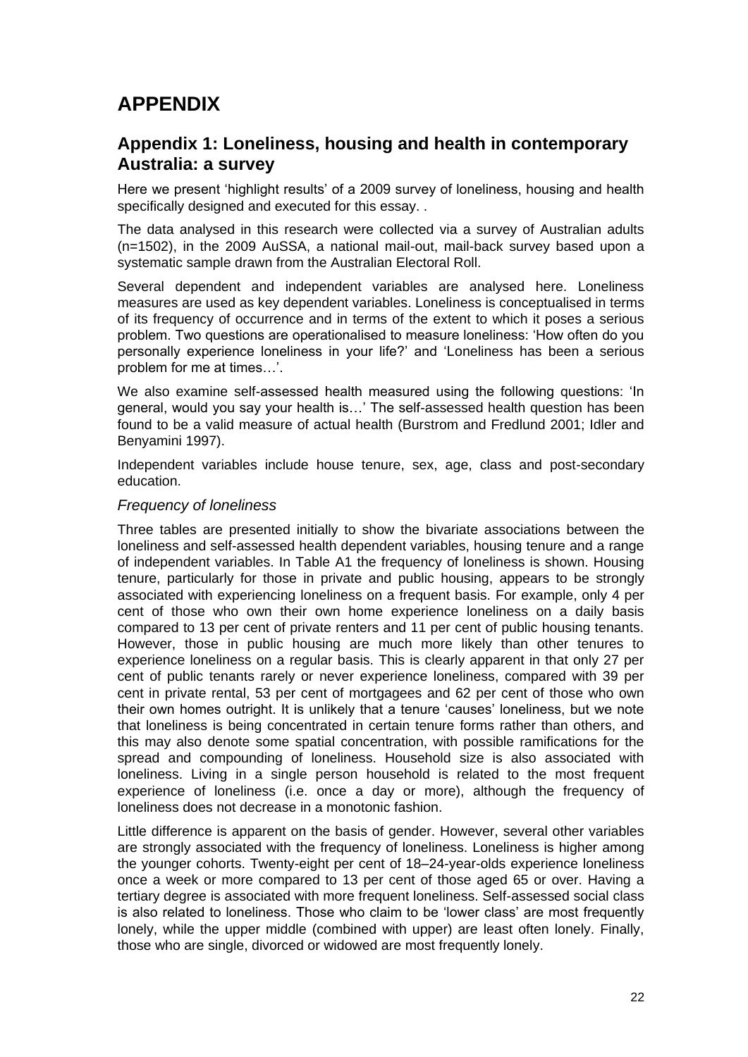# APPENDIX

## Appendix 1: Loneliness, housing and health in contemporary Australia: a survey

Here we present 'highlight results' of a 2009 survey of loneliness, housing and health specifically designed and executed for this essay. .

The data analysed in this research were collected via a survey of Australian adults (n=1502), in the 2009 AuSSA, a national mail-out, mail-back survey based upon a systematic sample drawn from the Australian Electoral Roll.

Several dependent and independent variables are analysed here. Loneliness measures are used as key dependent variables. Loneliness is conceptualised in terms of its frequency of occurrence and in terms of the extent to which it poses a serious problem. Two questions are operationalised to measure loneliness: 'How often do you personally experience loneliness in your life?' and 'Loneliness has been a serious problem for me at times…'.

We also examine self-assessed health measured using the following questions: 'In general, would you say your health is…' The self-assessed health question has been found to be a valid measure of actual health (Burstrom and Fredlund 2001; Idler and Benyamini 1997).

Independent variables include house tenure, sex, age, class and post-secondary education.

### *Frequency of loneliness*

Three tables are presented initially to show the bivariate associations between the loneliness and self-assessed health dependent variables, housing tenure and a range of independent variables. In Table A1 the frequency of loneliness is shown. Housing tenure, particularly for those in private and public housing, appears to be strongly associated with experiencing loneliness on a frequent basis. For example, only 4 per cent of those who own their own home experience loneliness on a daily basis compared to 13 per cent of private renters and 11 per cent of public housing tenants. However, those in public housing are much more likely than other tenures to experience loneliness on a regular basis. This is clearly apparent in that only 27 per cent of public tenants rarely or never experience loneliness, compared with 39 per cent in private rental, 53 per cent of mortgagees and 62 per cent of those who own their own homes outright. It is unlikely that a tenure 'causes' loneliness, but we note that loneliness is being concentrated in certain tenure forms rather than others, and this may also denote some spatial concentration, with possible ramifications for the spread and compounding of loneliness. Household size is also associated with loneliness. Living in a single person household is related to the most frequent experience of loneliness (i.e. once a day or more), although the frequency of loneliness does not decrease in a monotonic fashion.

Little difference is apparent on the basis of gender. However, several other variables are strongly associated with the frequency of loneliness. Loneliness is higher among the younger cohorts. Twenty-eight per cent of 18–24-year-olds experience loneliness once a week or more compared to 13 per cent of those aged 65 or over. Having a tertiary degree is associated with more frequent loneliness. Self-assessed social class is also related to loneliness. Those who claim to be 'lower class' are most frequently lonely, while the upper middle (combined with upper) are least often lonely. Finally, those who are single, divorced or widowed are most frequently lonely.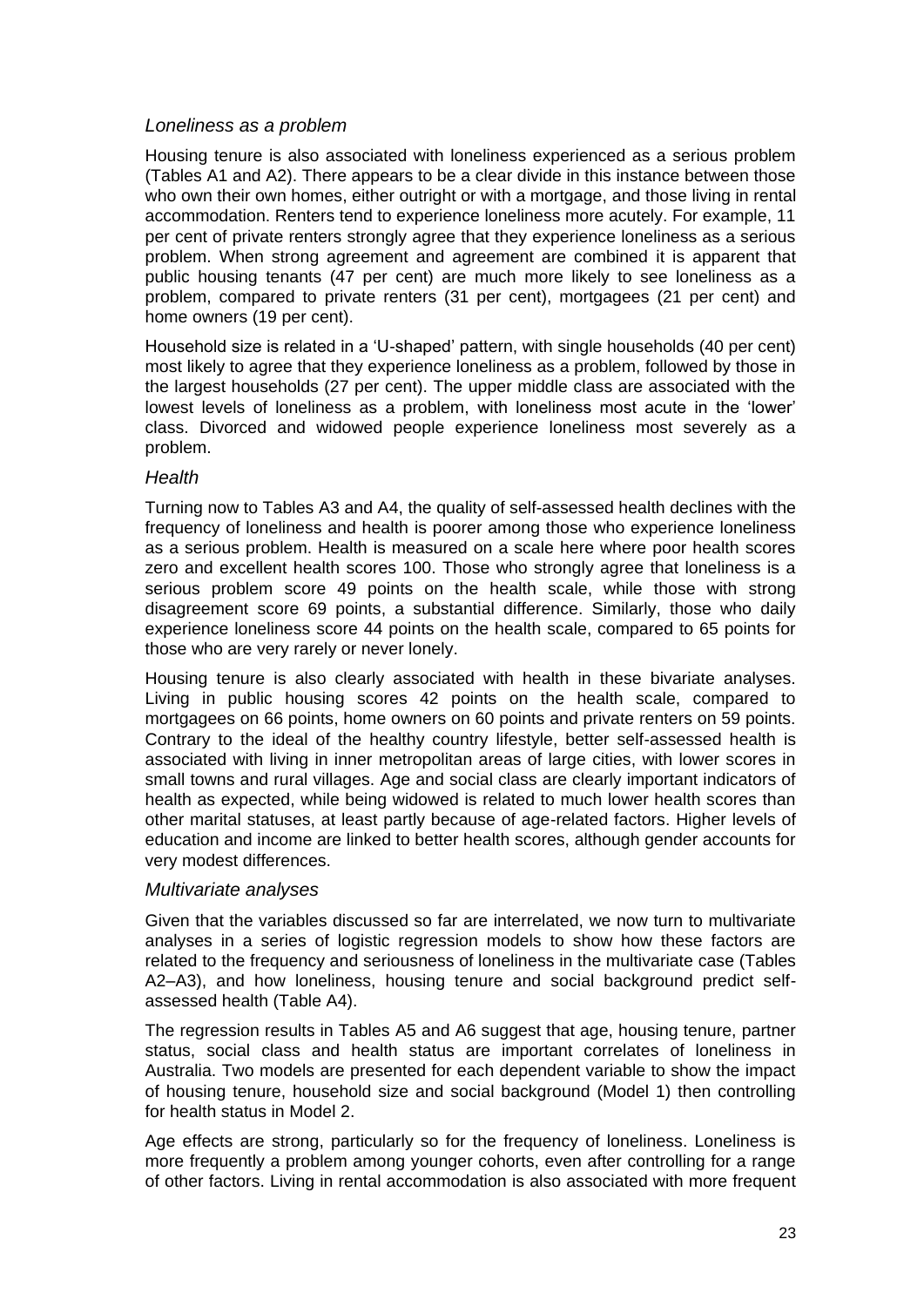### *Loneliness as a problem*

Housing tenure is also associated with loneliness experienced as a serious problem (Tables A1 and A2). There appears to be a clear divide in this instance between those who own their own homes, either outright or with a mortgage, and those living in rental accommodation. Renters tend to experience loneliness more acutely. For example, 11 per cent of private renters strongly agree that they experience loneliness as a serious problem. When strong agreement and agreement are combined it is apparent that public housing tenants (47 per cent) are much more likely to see loneliness as a problem, compared to private renters (31 per cent), mortgagees (21 per cent) and home owners (19 per cent).

Household size is related in a 'U-shaped' pattern, with single households (40 per cent) most likely to agree that they experience loneliness as a problem, followed by those in the largest households (27 per cent). The upper middle class are associated with the lowest levels of loneliness as a problem, with loneliness most acute in the 'lower' class. Divorced and widowed people experience loneliness most severely as a problem.

### *Health*

Turning now to Tables A3 and A4, the quality of self-assessed health declines with the frequency of loneliness and health is poorer among those who experience loneliness as a serious problem. Health is measured on a scale here where poor health scores zero and excellent health scores 100. Those who strongly agree that loneliness is a serious problem score 49 points on the health scale, while those with strong disagreement score 69 points, a substantial difference. Similarly, those who daily experience loneliness score 44 points on the health scale, compared to 65 points for those who are very rarely or never lonely.

Housing tenure is also clearly associated with health in these bivariate analyses. Living in public housing scores 42 points on the health scale, compared to mortgagees on 66 points, home owners on 60 points and private renters on 59 points. Contrary to the ideal of the healthy country lifestyle, better self-assessed health is associated with living in inner metropolitan areas of large cities, with lower scores in small towns and rural villages. Age and social class are clearly important indicators of health as expected, while being widowed is related to much lower health scores than other marital statuses, at least partly because of age-related factors. Higher levels of education and income are linked to better health scores, although gender accounts for very modest differences.

### *Multivariate analyses*

Given that the variables discussed so far are interrelated, we now turn to multivariate analyses in a series of logistic regression models to show how these factors are related to the frequency and seriousness of loneliness in the multivariate case (Tables A2–A3), and how loneliness, housing tenure and social background predict self-assessed health (Table A4).

The regression results in Tables A5 and A6 suggest that age, housing tenure, partner status, social class and health status are important correlates of loneliness in Australia. Two models are presented for each dependent variable to show the impact of housing tenure, household size and social background (Model 1) then controlling for health status in Model 2.

Age effects are strong, particularly so for the frequency of loneliness. Loneliness is more frequently a problem among younger cohorts, even after controlling for a range of other factors. Living in rental accommodation is also associated with more frequent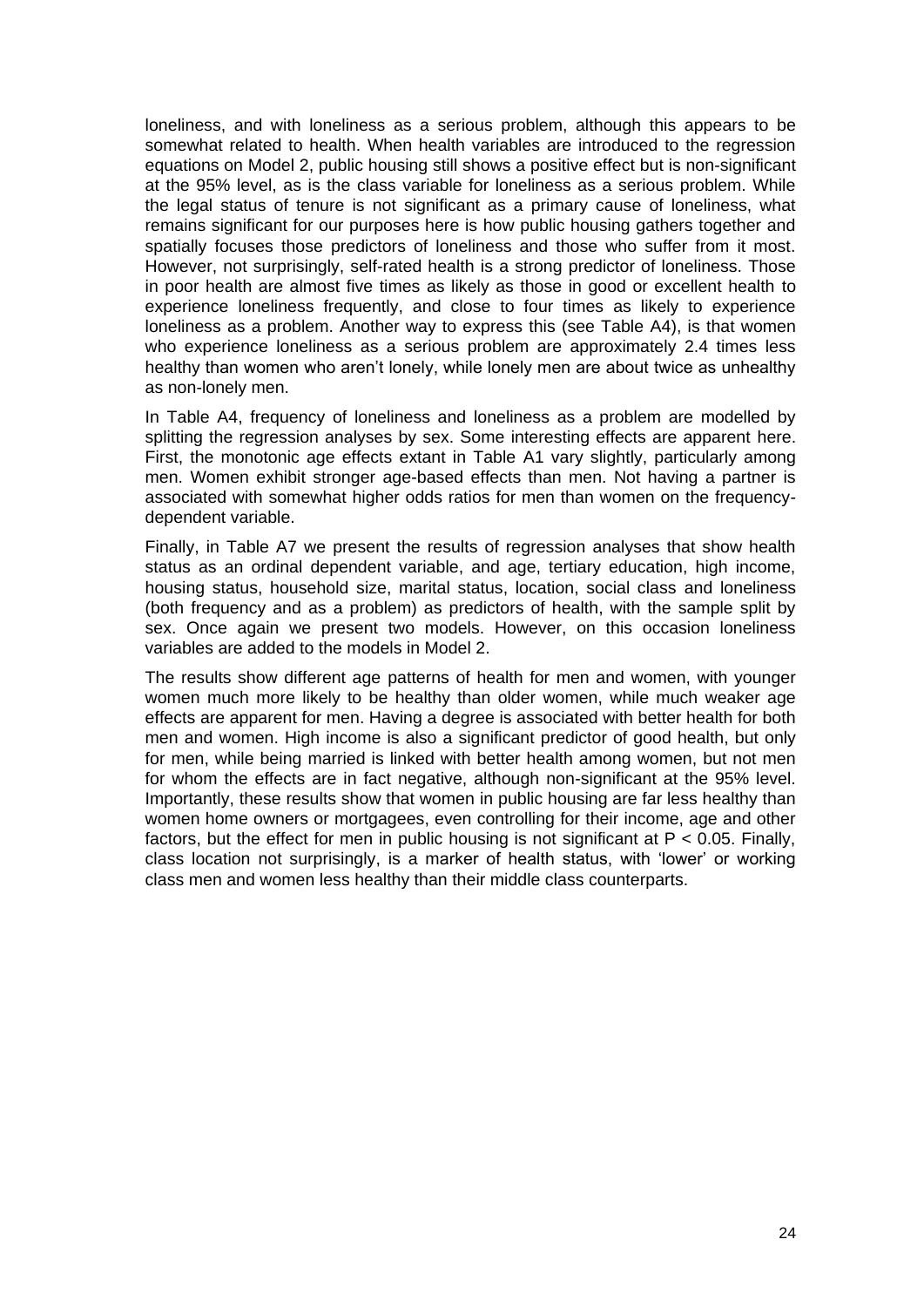loneliness, and with loneliness as a serious problem, although this appears to be somewhat related to health. When health variables are introduced to the regression equations on Model 2, public housing still shows a positive effect but is non-significant at the 95% level, as is the class variable for loneliness as a serious problem. While the legal status of tenure is not significant as a primary cause of loneliness, what remains significant for our purposes here is how public housing gathers together and spatially focuses those predictors of loneliness and those who suffer from it most. However, not surprisingly, self-rated health is a strong predictor of loneliness. Those in poor health are almost five times as likely as those in good or excellent health to experience loneliness frequently, and close to four times as likely to experience loneliness as a problem. Another way to express this (see Table A4), is that women who experience loneliness as a serious problem are approximately 2.4 times less healthy than women who aren't lonely, while lonely men are about twice as unhealthy as non-lonely men.

In Table A4, frequency of loneliness and loneliness as a problem are modelled by splitting the regression analyses by sex. Some interesting effects are apparent here. First, the monotonic age effects extant in Table A1 vary slightly, particularly among men. Women exhibit stronger age-based effects than men. Not having a partner is associated with somewhat higher odds ratios for men than women on the frequency-dependent variable.

Finally, in Table A7 we present the results of regression analyses that show health status as an ordinal dependent variable, and age, tertiary education, high income, housing status, household size, marital status, location, social class and loneliness (both frequency and as a problem) as predictors of health, with the sample split by sex. Once again we present two models. However, on this occasion loneliness variables are added to the models in Model 2.

The results show different age patterns of health for men and women, with younger women much more likely to be healthy than older women, while much weaker age effects are apparent for men. Having a degree is associated with better health for both men and women. High income is also a significant predictor of good health, but only for men, while being married is linked with better health among women, but not men for whom the effects are in fact negative, although non-significant at the 95% level. Importantly, these results show that women in public housing are far less healthy than women home owners or mortgagees, even controlling for their income, age and other factors, but the effect for men in public housing is not significant at $P < 0.05$. Finally, class location not surprisingly, is a marker of health status, with 'lower' or working class men and women less healthy than their middle class counterparts.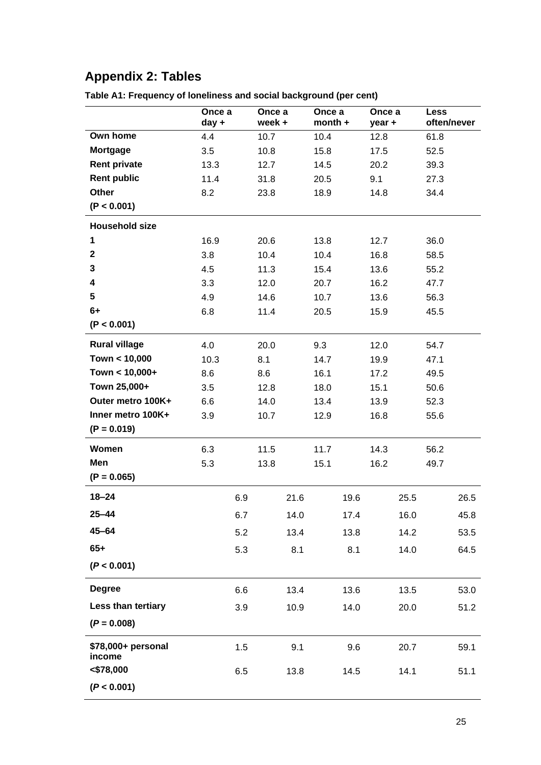## Appendix 2: Tables

**Table A1: Frequency of loneliness and social background (per cent)**

| | Once a day + | Once a week + | Once a month + | Once a year + | Less often/never |
|---|---|---|---|---|---|
| **Own home** | 4.4 | 10.7 | 10.4 | 12.8 | 61.8 |
| **Mortgage** | 3.5 | 10.8 | 15.8 | 17.5 | 52.5 |
| **Rent private** | 13.3 | 12.7 | 14.5 | 20.2 | 39.3 |
| **Rent public** | 11.4 | 31.8 | 20.5 | 9.1 | 27.3 |
| **Other** | 8.2 | 23.8 | 18.9 | 14.8 | 34.4 |
| **($P < 0.001$)** | | | | | |
| **Household size** | | | | | |
| **1** | 16.9 | 20.6 | 13.8 | 12.7 | 36.0 |
| **2** | 3.8 | 10.4 | 10.4 | 16.8 | 58.5 |
| **3** | 4.5 | 11.3 | 15.4 | 13.6 | 55.2 |
| **4** | 3.3 | 12.0 | 20.7 | 16.2 | 47.7 |
| **5** | 4.9 | 14.6 | 10.7 | 13.6 | 56.3 |
| **6+** | 6.8 | 11.4 | 20.5 | 15.9 | 45.5 |
| **($P < 0.001$)** | | | | | |
| **Rural village** | 4.0 | 20.0 | 9.3 | 12.0 | 54.7 |
| **Town < 10,000** | 10.3 | 8.1 | 14.7 | 19.9 | 47.1 |
| **Town < 10,000+** | 8.6 | 8.6 | 16.1 | 17.2 | 49.5 |
| **Town 25,000+** | 3.5 | 12.8 | 18.0 | 15.1 | 50.6 |
| **Outer metro 100K+** | 6.6 | 14.0 | 13.4 | 13.9 | 52.3 |
| **Inner metro 100K+** | 3.9 | 10.7 | 12.9 | 16.8 | 55.6 |
| **($P = 0.019$)** | | | | | |
| **Women** | 6.3 | 11.5 | 11.7 | 14.3 | 56.2 |
| **Men** | 5.3 | 13.8 | 15.1 | 16.2 | 49.7 |
| **($P = 0.065$)** | | | | | |
| **18–24** | 6.9 | 21.6 | 19.6 | 25.5 | 26.5 |
| **25–44** | 6.7 | 14.0 | 17.4 | 16.0 | 45.8 |
| **45–64** | 5.2 | 13.4 | 13.8 | 14.2 | 53.5 |
| **65+** | 5.3 | 8.1 | 8.1 | 14.0 | 64.5 |
| **($P < 0.001$)** | | | | | |
| **Degree** | 6.6 | 13.4 | 13.6 | 13.5 | 53.0 |
| **Less than tertiary** | 3.9 | 10.9 | 14.0 | 20.0 | 51.2 |
| **($P = 0.008$)** | | | | | |
| **$78,000+ personal income** | 1.5 | 9.1 | 9.6 | 20.7 | 59.1 |
| **<$78,000** | 6.5 | 13.8 | 14.5 | 14.1 | 51.1 |
| **($P < 0.001$)** | | | | | |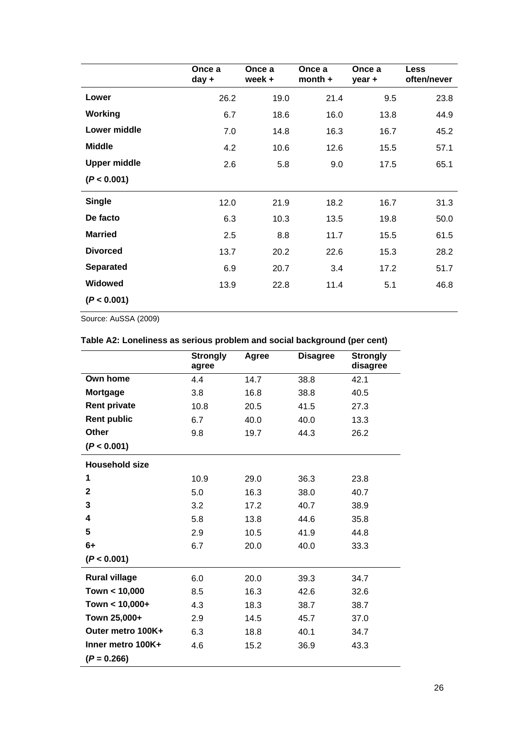| | Once a day + | Once a week + | Once a month + | Once a year + | Less often/never |
|---|---|---|---|---|---|
| **Lower** | 26.2 | 19.0 | 21.4 | 9.5 | 23.8 |
| **Working** | 6.7 | 18.6 | 16.0 | 13.8 | 44.9 |
| **Lower middle** | 7.0 | 14.8 | 16.3 | 16.7 | 45.2 |
| **Middle** | 4.2 | 10.6 | 12.6 | 15.5 | 57.1 |
| **Upper middle** | 2.6 | 5.8 | 9.0 | 17.5 | 65.1 |
| **($P < 0.001$)** | | | | | |
| **Single** | 12.0 | 21.9 | 18.2 | 16.7 | 31.3 |
| **De facto** | 6.3 | 10.3 | 13.5 | 19.8 | 50.0 |
| **Married** | 2.5 | 8.8 | 11.7 | 15.5 | 61.5 |
| **Divorced** | 13.7 | 20.2 | 22.6 | 15.3 | 28.2 |
| **Separated** | 6.9 | 20.7 | 3.4 | 17.2 | 51.7 |
| **Widowed** | 13.9 | 22.8 | 11.4 | 5.1 | 46.8 |
| **($P < 0.001$)** | | | | | |

Source: AuSSA (2009)

**Table A2: Loneliness as serious problem and social background (per cent)**

| | Strongly agree | Agree | Disagree | Strongly disagree |
|---|---|---|---|---|
| **Own home** | 4.4 | 14.7 | 38.8 | 42.1 |
| **Mortgage** | 3.8 | 16.8 | 38.8 | 40.5 |
| **Rent private** | 10.8 | 20.5 | 41.5 | 27.3 |
| **Rent public** | 6.7 | 40.0 | 40.0 | 13.3 |
| **Other** | 9.8 | 19.7 | 44.3 | 26.2 |
| **($P < 0.001$)** | | | | |
| **Household size** | | | | |
| **1** | 10.9 | 29.0 | 36.3 | 23.8 |
| **2** | 5.0 | 16.3 | 38.0 | 40.7 |
| **3** | 3.2 | 17.2 | 40.7 | 38.9 |
| **4** | 5.8 | 13.8 | 44.6 | 35.8 |
| **5** | 2.9 | 10.5 | 41.9 | 44.8 |
| **6+** | 6.7 | 20.0 | 40.0 | 33.3 |
| **($P < 0.001$)** | | | | |
| **Rural village** | 6.0 | 20.0 | 39.3 | 34.7 |
| **Town < 10,000** | 8.5 | 16.3 | 42.6 | 32.6 |
| **Town < 10,000+** | 4.3 | 18.3 | 38.7 | 38.7 |
| **Town 25,000+** | 2.9 | 14.5 | 45.7 | 37.0 |
| **Outer metro 100K+** | 6.3 | 18.8 | 40.1 | 34.7 |
| **Inner metro 100K+** | 4.6 | 15.2 | 36.9 | 43.3 |
| **($P = 0.266$)** | | | | |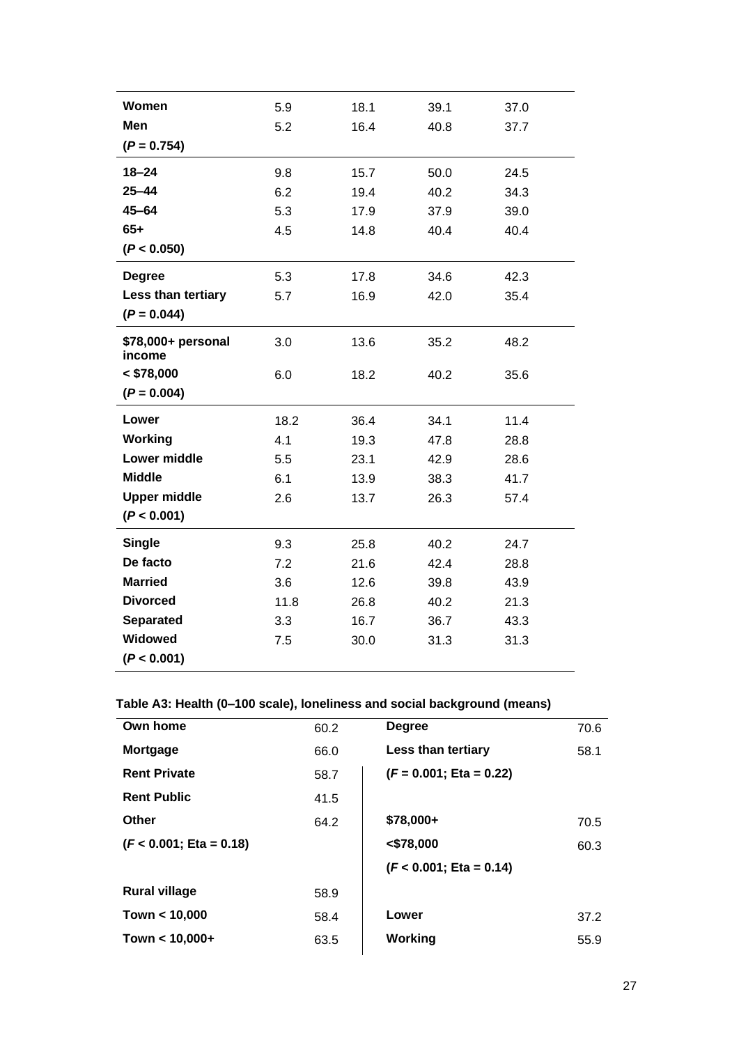| | | | | |
|---|---|---|---|---|
| **Women** | 5.9 | 18.1 | 39.1 | 37.0 |
| **Men** | 5.2 | 16.4 | 40.8 | 37.7 |
| **($P$ = 0.754)** | | | | |
| **18–24** | 9.8 | 15.7 | 50.0 | 24.5 |
| **25–44** | 6.2 | 19.4 | 40.2 | 34.3 |
| **45–64** | 5.3 | 17.9 | 37.9 | 39.0 |
| **65+** | 4.5 | 14.8 | 40.4 | 40.4 |
| **($P$ < 0.050)** | | | | |
| **Degree** | 5.3 | 17.8 | 34.6 | 42.3 |
| **Less than tertiary** | 5.7 | 16.9 | 42.0 | 35.4 |
| **($P$ = 0.044)** | | | | |
| **$78,000+ personal income** | 3.0 | 13.6 | 35.2 | 48.2 |
| **< $78,000** | 6.0 | 18.2 | 40.2 | 35.6 |
| **($P$ = 0.004)** | | | | |
| **Lower** | 18.2 | 36.4 | 34.1 | 11.4 |
| **Working** | 4.1 | 19.3 | 47.8 | 28.8 |
| **Lower middle** | 5.5 | 23.1 | 42.9 | 28.6 |
| **Middle** | 6.1 | 13.9 | 38.3 | 41.7 |
| **Upper middle** | 2.6 | 13.7 | 26.3 | 57.4 |
| **($P$ < 0.001)** | | | | |
| **Single** | 9.3 | 25.8 | 40.2 | 24.7 |
| **De facto** | 7.2 | 21.6 | 42.4 | 28.8 |
| **Married** | 3.6 | 12.6 | 39.8 | 43.9 |
| **Divorced** | 11.8 | 26.8 | 40.2 | 21.3 |
| **Separated** | 3.3 | 16.7 | 36.7 | 43.3 |
| **Widowed** | 7.5 | 30.0 | 31.3 | 31.3 |
| **($P$ < 0.001)** | | | | |

**Table A3: Health (0–100 scale), loneliness and social background (means)**

| | | | |
|---|---|---|---|
| **Own home** | 60.2 | **Degree** | 70.6 |
| **Mortgage** | 66.0 | **Less than tertiary** | 58.1 |
| **Rent Private** | 58.7 | **($F$ = 0.001; Eta = 0.22)** | |
| **Rent Public** | 41.5 | | |
| **Other** | 64.2 | **$78,000+** | 70.5 |
| **($F$ < 0.001; Eta = 0.18)** | | **<$78,000** | 60.3 |
| | | **($F$ < 0.001; Eta = 0.14)** | |
| **Rural village** | 58.9 | | |
| **Town < 10,000** | 58.4 | **Lower** | 37.2 |
| **Town < 10,000+** | 63.5 | **Working** | 55.9 |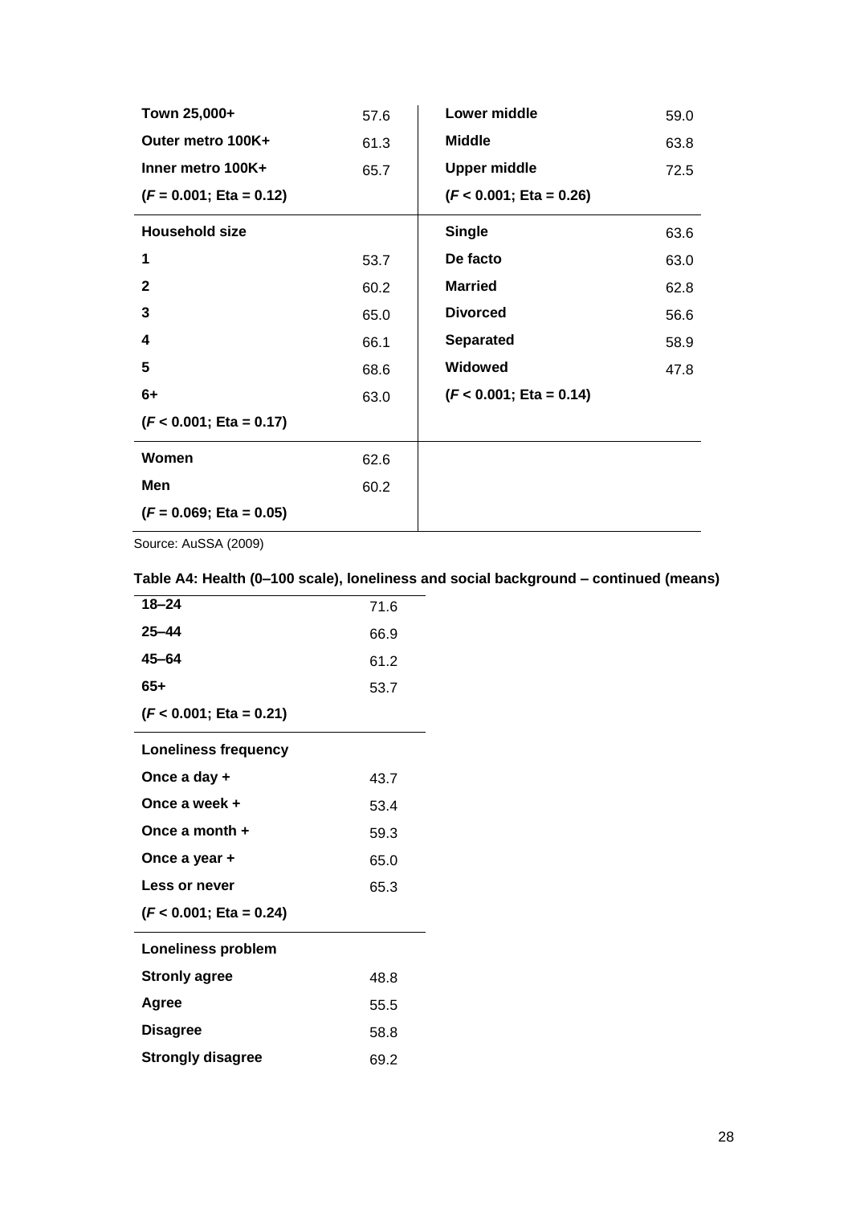| | | | |
|---|---|---|---|
| **Town 25,000+** | 57.6 | **Lower middle** | 59.0 |
| **Outer metro 100K+** | 61.3 | **Middle** | 63.8 |
| **Inner metro 100K+** | 65.7 | **Upper middle** | 72.5 |
| **(*F* = 0.001; Eta = 0.12)** | | **(*F* < 0.001; Eta = 0.26)** | |
| **Household size** | | **Single** | 63.6 |
| **1** | 53.7 | **De facto** | 63.0 |
| **2** | 60.2 | **Married** | 62.8 |
| **3** | 65.0 | **Divorced** | 56.6 |
| **4** | 66.1 | **Separated** | 58.9 |
| **5** | 68.6 | **Widowed** | 47.8 |
| **6+** | 63.0 | **(*F* < 0.001; Eta = 0.14)** | |
| **(*F* < 0.001; Eta = 0.17)** | | | |
| **Women** | 62.6 | | |
| **Men** | 60.2 | | |
| **(*F* = 0.069; Eta = 0.05)** | | | |

Source: AuSSA (2009)

**Table A4: Health (0–100 scale), loneliness and social background – continued (means)**

| | |
|---|---|
| **18–24** | 71.6 |
| **25–44** | 66.9 |
| **45–64** | 61.2 |
| **65+** | 53.7 |
| **(*F* < 0.001; Eta = 0.21)** | |
| **Loneliness frequency** | |
| **Once a day +** | 43.7 |
| **Once a week +** | 53.4 |
| **Once a month +** | 59.3 |
| **Once a year +** | 65.0 |
| **Less or never** | 65.3 |
| **(*F* < 0.001; Eta = 0.24)** | |
| **Loneliness problem** | |
| **Stronly agree** | 48.8 |
| **Agree** | 55.5 |
| **Disagree** | 58.8 |
| **Strongly disagree** | 69.2 |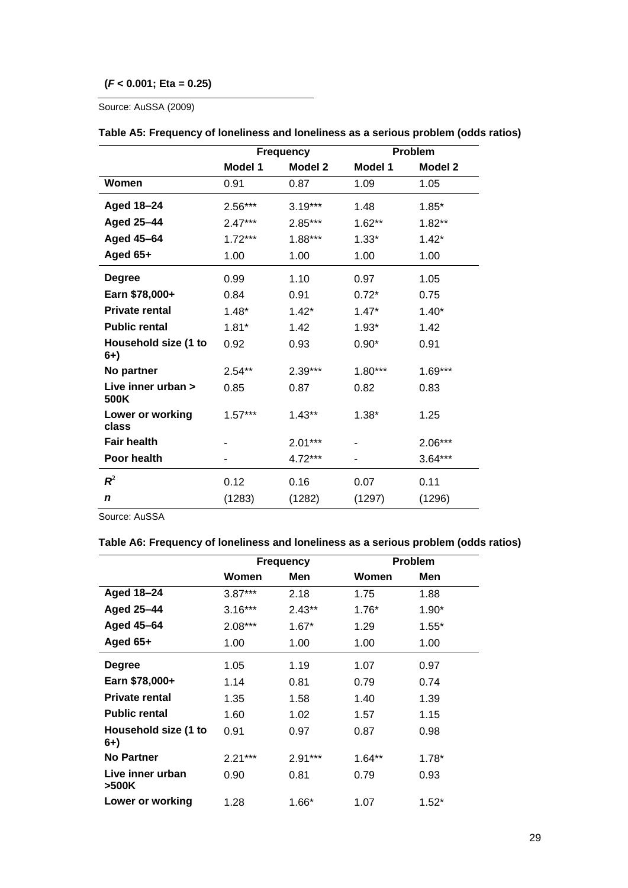**($F < 0.001$; Eta = 0.25)**

Source: AuSSA (2009)

**Table A5: Frequency of loneliness and loneliness as a serious problem (odds ratios)**

| | Frequency | | Problem | |
|---|---|---|---|---|
| | **Model 1** | **Model 2** | **Model 1** | **Model 2** |
| **Women** | 0.91 | 0.87 | 1.09 | 1.05 |
| **Aged 18–24** | 2.56*** | 3.19*** | 1.48 | 1.85* |
| **Aged 25–44** | 2.47*** | 2.85*** | 1.62** | 1.82** |
| **Aged 45–64** | 1.72*** | 1.88*** | 1.33* | 1.42* |
| **Aged 65+** | 1.00 | 1.00 | 1.00 | 1.00 |
| **Degree** | 0.99 | 1.10 | 0.97 | 1.05 |
| **Earn $78,000+** | 0.84 | 0.91 | 0.72* | 0.75 |
| **Private rental** | 1.48* | 1.42* | 1.47* | 1.40* |
| **Public rental** | 1.81* | 1.42 | 1.93* | 1.42 |
| **Household size (1 to 6+)** | 0.92 | 0.93 | 0.90* | 0.91 |
| **No partner** | 2.54** | 2.39*** | 1.80*** | 1.69*** |
| **Live inner urban > 500K** | 0.85 | 0.87 | 0.82 | 0.83 |
| **Lower or working class** | 1.57*** | 1.43** | 1.38* | 1.25 |
| **Fair health** | - | 2.01*** | - | 2.06*** |
| **Poor health** | - | 4.72*** | - | 3.64*** |
| $R^2$ | 0.12 | 0.16 | 0.07 | 0.11 |
| ***n*** | (1283) | (1282) | (1297) | (1296) |

Source: AuSSA

**Table A6: Frequency of loneliness and loneliness as a serious problem (odds ratios)**

| | Frequency | | Problem | |
|---|---|---|---|---|
| | **Women** | **Men** | **Women** | **Men** |
| **Aged 18–24** | 3.87*** | 2.18 | 1.75 | 1.88 |
| **Aged 25–44** | 3.16*** | 2.43** | 1.76* | 1.90* |
| **Aged 45–64** | 2.08*** | 1.67* | 1.29 | 1.55* |
| **Aged 65+** | 1.00 | 1.00 | 1.00 | 1.00 |
| **Degree** | 1.05 | 1.19 | 1.07 | 0.97 |
| **Earn $78,000+** | 1.14 | 0.81 | 0.79 | 0.74 |
| **Private rental** | 1.35 | 1.58 | 1.40 | 1.39 |
| **Public rental** | 1.60 | 1.02 | 1.57 | 1.15 |
| **Household size (1 to 6+)** | 0.91 | 0.97 | 0.87 | 0.98 |
| **No Partner** | 2.21*** | 2.91*** | 1.64** | 1.78* |
| **Live inner urban >500K** | 0.90 | 0.81 | 0.79 | 0.93 |
| **Lower or working** | 1.28 | 1.66* | 1.07 | 1.52* |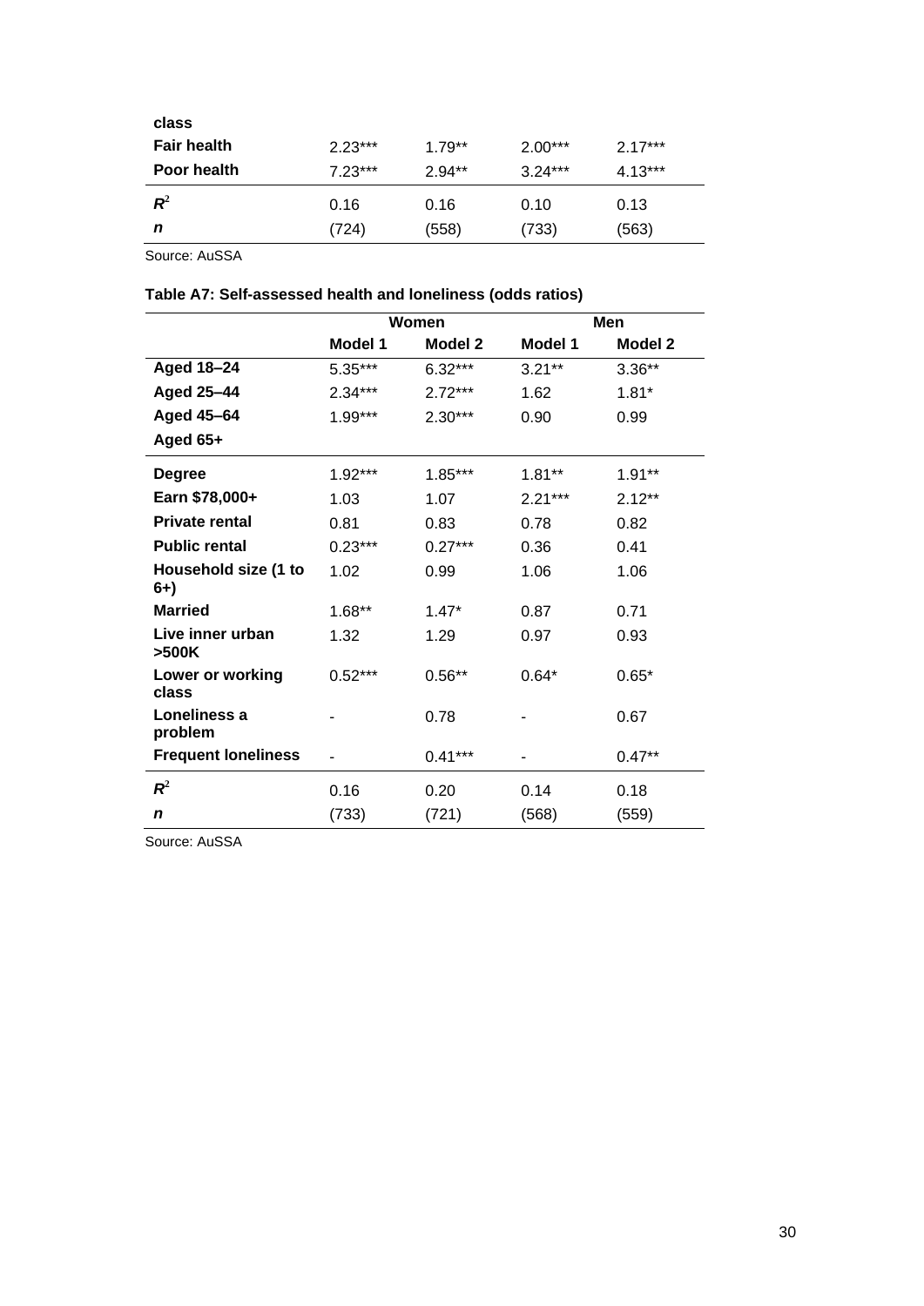| | | | | |
|---|---|---|---|---|
| **class** | | | | |
| **Fair health** | 2.23*** | 1.79** | 2.00*** | 2.17*** |
| **Poor health** | 7.23*** | 2.94** | 3.24*** | 4.13*** |
| $R^2$ | 0.16 | 0.16 | 0.10 | 0.13 |
| ***n*** | (724) | (558) | (733) | (563) |

Source: AuSSA

**Table A7: Self-assessed health and loneliness (odds ratios)**

| | Women | | Men | |
|---|---|---|---|---|
| | **Model 1** | **Model 2** | **Model 1** | **Model 2** |
| **Aged 18–24** | 5.35*** | 6.32*** | 3.21** | 3.36** |
| **Aged 25–44** | 2.34*** | 2.72*** | 1.62 | 1.81* |
| **Aged 45–64** | 1.99*** | 2.30*** | 0.90 | 0.99 |
| **Aged 65+** | | | | |
| **Degree** | 1.92*** | 1.85*** | 1.81** | 1.91** |
| **Earn $78,000+** | 1.03 | 1.07 | 2.21*** | 2.12** |
| **Private rental** | 0.81 | 0.83 | 0.78 | 0.82 |
| **Public rental** | 0.23*** | 0.27*** | 0.36 | 0.41 |
| **Household size (1 to 6+)** | 1.02 | 0.99 | 1.06 | 1.06 |
| **Married** | 1.68** | 1.47* | 0.87 | 0.71 |
| **Live inner urban >500K** | 1.32 | 1.29 | 0.97 | 0.93 |
| **Lower or working class** | 0.52*** | 0.56** | 0.64* | 0.65* |
| **Loneliness a problem** | - | 0.78 | - | 0.67 |
| **Frequent loneliness** | - | 0.41*** | - | 0.47** |
| $R^2$ | 0.16 | 0.20 | 0.14 | 0.18 |
| ***n*** | (733) | (721) | (568) | (559) |

Source: AuSSA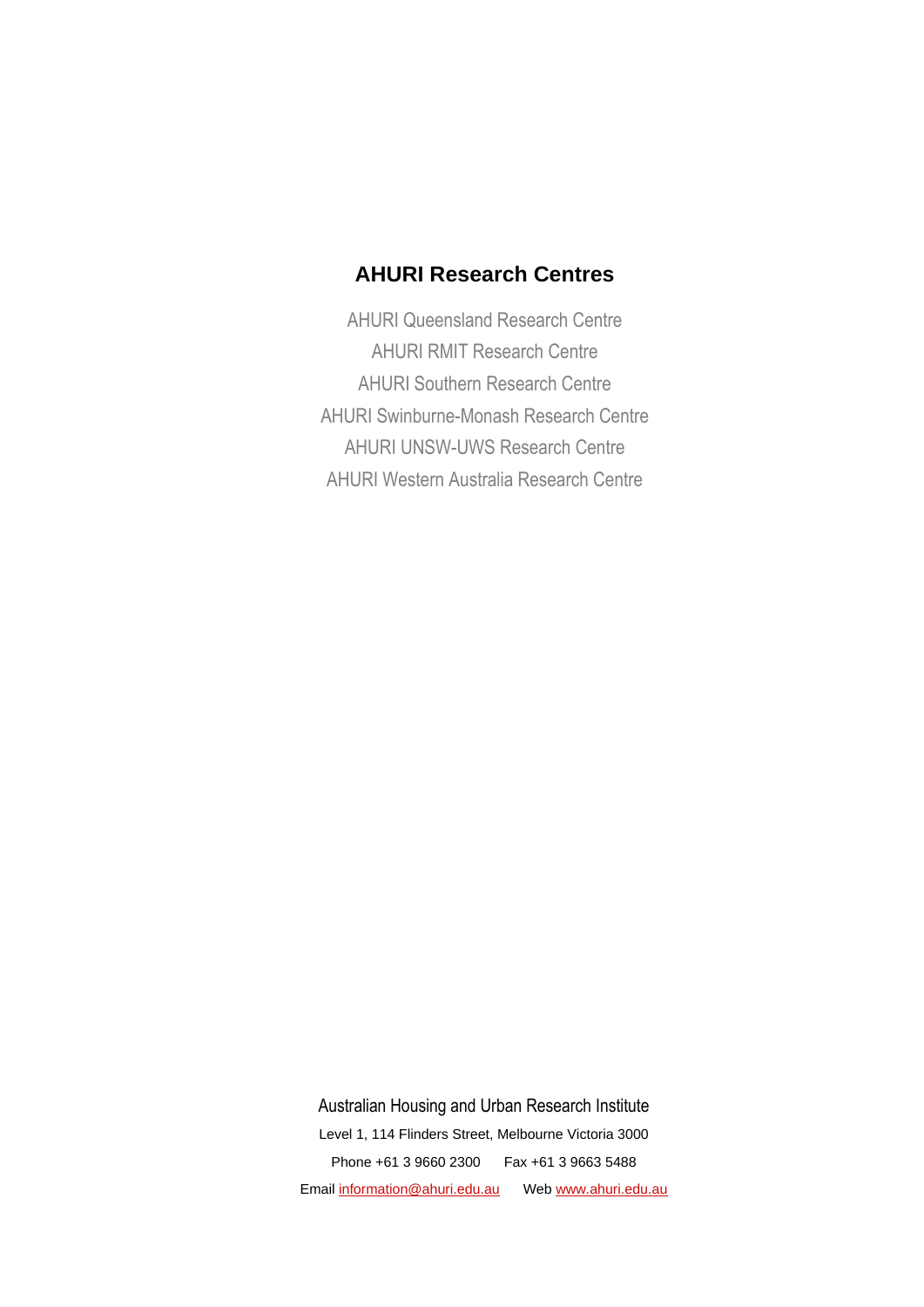## AHURI Research Centres

AHURI Queensland Research Centre

AHURI RMIT Research Centre

AHURI Southern Research Centre

AHURI Swinburne-Monash Research Centre

AHURI UNSW-UWS Research Centre

AHURI Western Australia Research Centre

Australian Housing and Urban Research Institute

Level 1, 114 Flinders Street, Melbourne Victoria 3000

Phone +61 3 9660 2300 Fax +61 3 9663 5488

Email information@ahuri.edu.au Web www.ahuri.edu.au